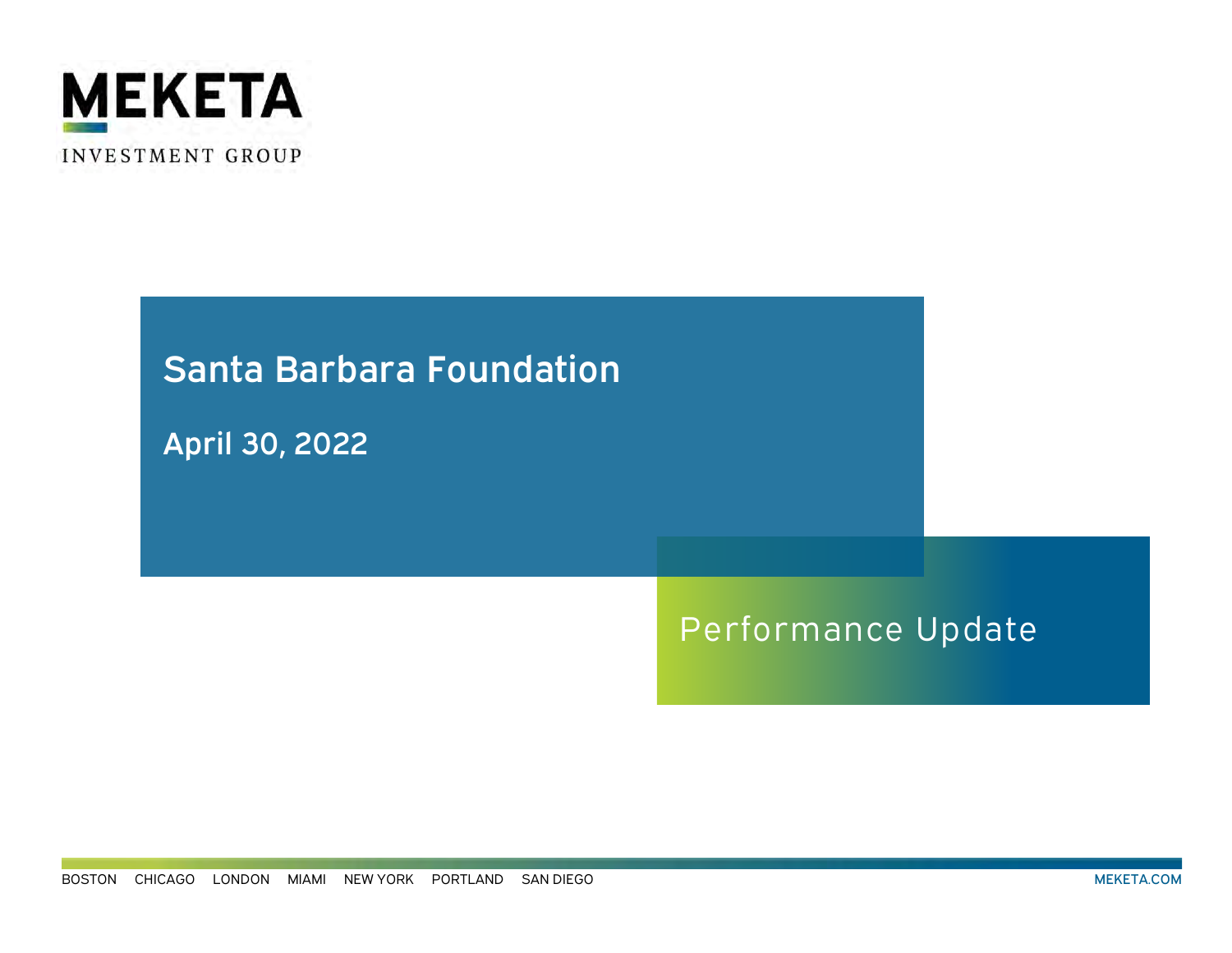MEKETA

INVESTMENT GROUP

# Santa Barbara Foundation

## April 30, 2022

## Performance Update

BOSTON CHICAGO LONDON MIAMI NEW YORK PORTLAND SAN DIEGO

MEKETA.COM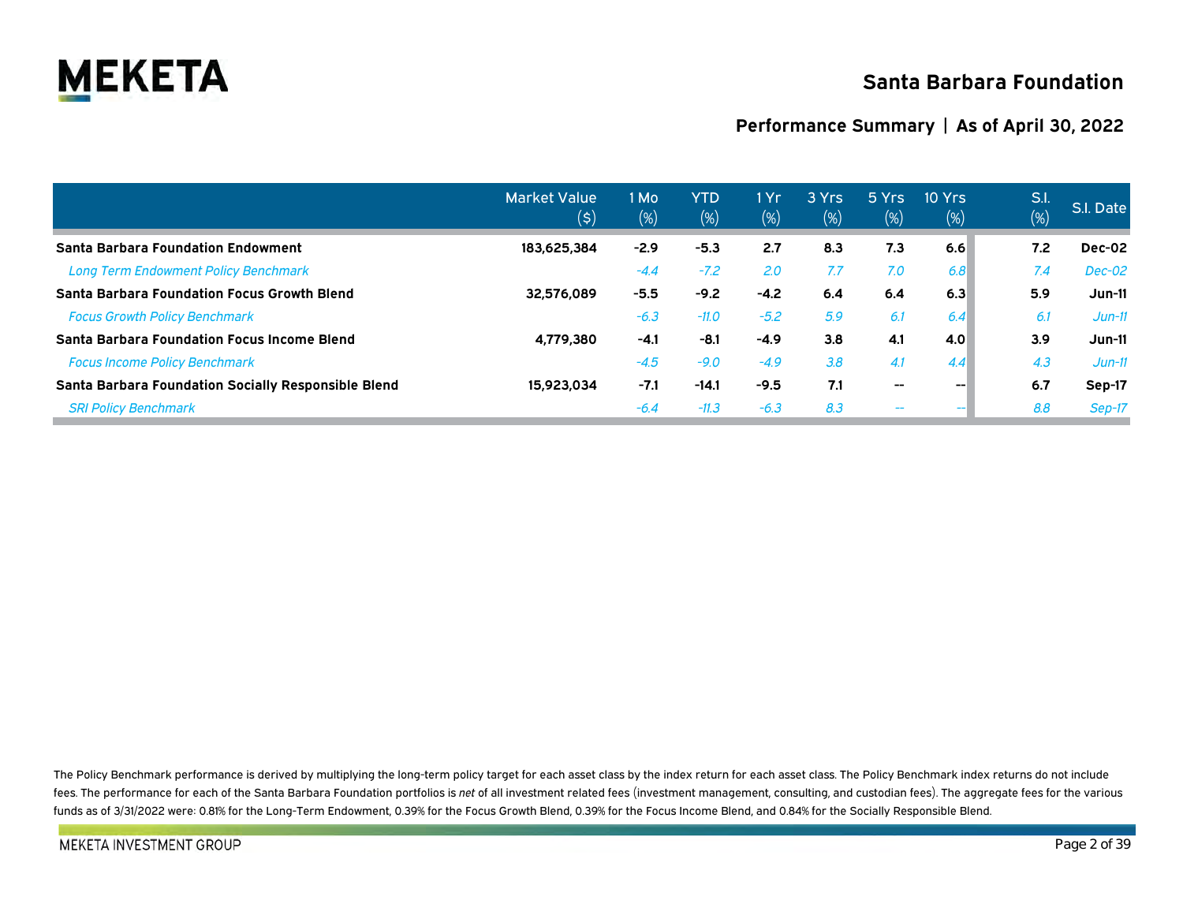# Santa Barbara Foundation

## Performance Summary | As of April 30, 2022

| | Market Value ($) | 1 Mo (%) | YTD (%) | 1 Yr (%) | 3 Yrs (%) | 5 Yrs (%) | 10 Yrs (%) | S.I. (%) | S.I. Date |
|---|---|---|---|---|---|---|---|---|---|
| **Santa Barbara Foundation Endowment** | **183,625,384** | **-2.9** | **-5.3** | **2.7** | **8.3** | **7.3** | **6.6** | **7.2** | **Dec-02** |
| *Long Term Endowment Policy Benchmark* | | *-4.4* | *-7.2* | *2.0* | *7.7* | *7.0* | *6.8* | *7.4* | *Dec-02* |
| **Santa Barbara Foundation Focus Growth Blend** | **32,576,089** | **-5.5** | **-9.2** | **-4.2** | **6.4** | **6.4** | **6.3** | **5.9** | **Jun-11** |
| *Focus Growth Policy Benchmark* | | *-6.3* | *-11.0* | *-5.2* | *5.9* | *6.1* | *6.4* | *6.1* | *Jun-11* |
| **Santa Barbara Foundation Focus Income Blend** | **4,779,380** | **-4.1** | **-8.1** | **-4.9** | **3.8** | **4.1** | **4.0** | **3.9** | **Jun-11** |
| *Focus Income Policy Benchmark* | | *-4.5* | *-9.0* | *-4.9* | *3.8* | *4.1* | *4.4* | *4.3* | *Jun-11* |
| **Santa Barbara Foundation Socially Responsible Blend** | **15,923,034** | **-7.1** | **-14.1** | **-9.5** | **7.1** | **--** | **--** | **6.7** | **Sep-17** |
| *SRI Policy Benchmark* | | *-6.4* | *-11.3* | *-6.3* | *8.3* | *--* | *--* | *8.8* | *Sep-17* |

The Policy Benchmark performance is derived by multiplying the long-term policy target for each asset class by the index return for each asset class. The Policy Benchmark index returns do not include fees. The performance for each of the Santa Barbara Foundation portfolios is *net* of all investment related fees (investment management, consulting, and custodian fees). The aggregate fees for the various funds as of 3/31/2022 were: 0.81% for the Long-Term Endowment, 0.39% for the Focus Growth Blend, 0.39% for the Focus Income Blend, and 0.84% for the Socially Responsible Blend.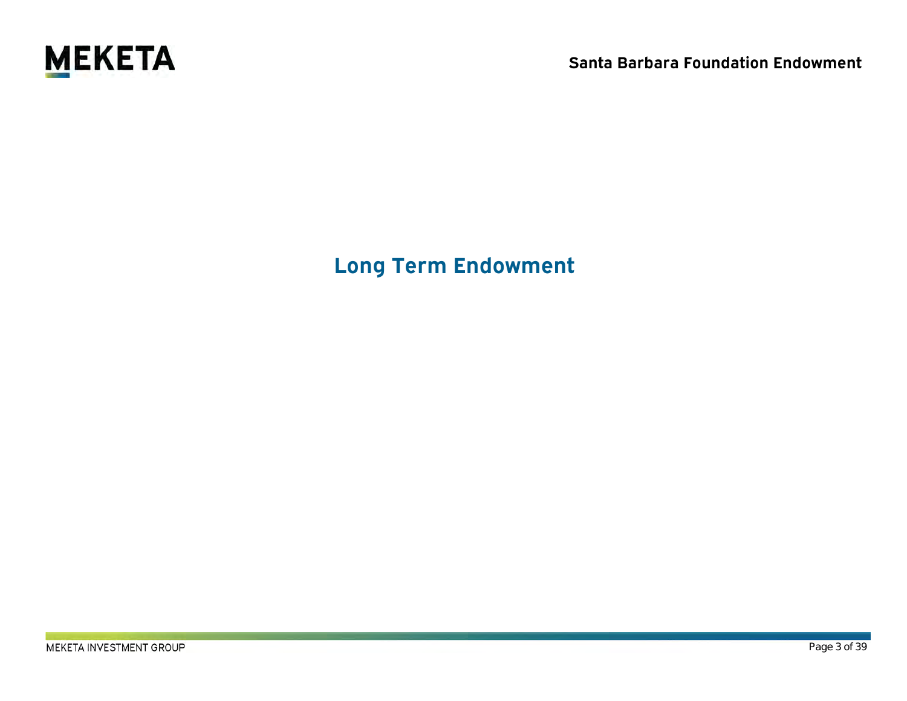# Long Term Endowment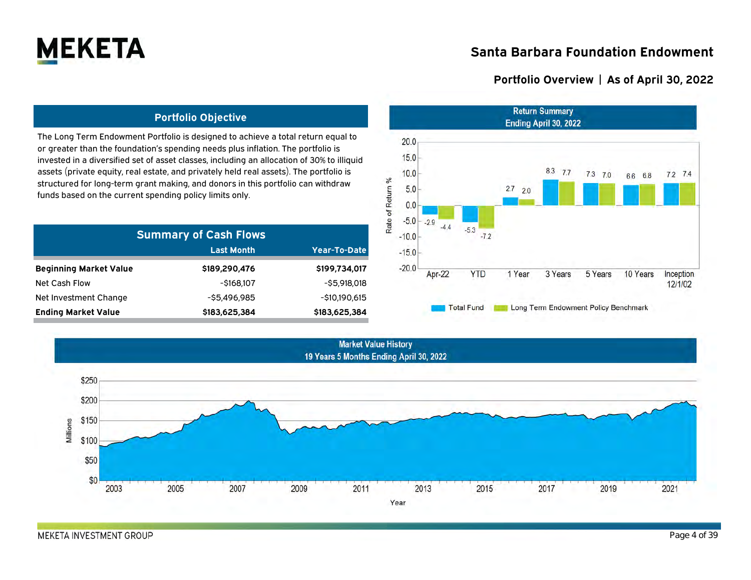# Santa Barbara Foundation Endowment

## Portfolio Overview | As of April 30, 2022

### Portfolio Objective

The Long Term Endowment Portfolio is designed to achieve a total return equal to or greater than the foundation's spending needs plus inflation. The portfolio is invested in a diversified set of asset classes, including an allocation of 30% to illiquid assets (private equity, real estate, and privately held real assets). The portfolio is structured for long-term grant making, and donors in this portfolio can withdraw funds based on the current spending policy limits only.

### Summary of Cash Flows

| | Last Month | Year-To-Date |
|---|---|---|
| **Beginning Market Value** | **$189,290,476** | **$199,734,017** |
| Net Cash Flow | -$168,107 | -$5,918,018 |
| Net Investment Change | -$5,496,985 | -$10,190,615 |
| **Ending Market Value** | **$183,625,384** | **$183,625,384** |

### Return Summary
Ending April 30, 2022

| Rate of Return % | Apr-22 | YTD | 1 Year | 3 Years | 5 Years | 10 Years | Inception 12/1/02 |
|---|---|---|---|---|---|---|---|
| Total Fund | -2.9 | -5.3 | 2.7 | 8.3 | 7.3 | 6.6 | 7.2 |
| Long Term Endowment Policy Benchmark | -4.4 | -7.2 | 2.0 | 7.7 | 7.0 | 6.8 | 7.4 |

### Market Value History
19 Years 5 Months Ending April 30, 2022

Millions ($0 – $250), Year (2003 – 2021)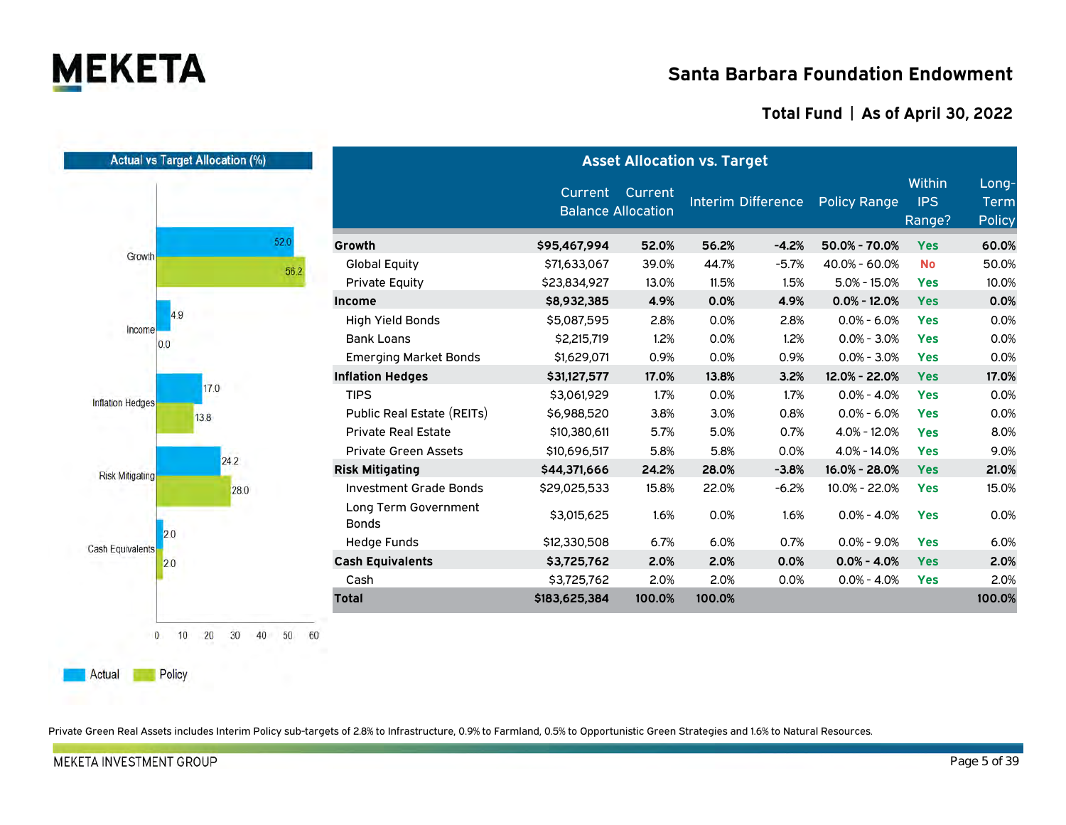# Santa Barbara Foundation Endowment

## Total Fund | As of April 30, 2022

### Actual vs Target Allocation (%)

| | Actual | Policy |
|---|---|---|
| Growth | 52.0 | 56.2 |
| Income | 4.9 | 0.0 |
| Inflation Hedges | 17.0 | 13.8 |
| Risk Mitigating | 24.2 | 28.0 |
| Cash Equivalents | 2.0 | 2.0 |

### Asset Allocation vs. Target

| | Current Balance | Current Allocation | Interim | Difference | Policy Range | Within IPS Range? | Long-Term Policy |
|---|---|---|---|---|---|---|---|
| **Growth** | **$95,467,994** | **52.0%** | **56.2%** | **-4.2%** | **50.0% - 70.0%** | **Yes** | **60.0%** |
| Global Equity | $71,633,067 | 39.0% | 44.7% | -5.7% | 40.0% - 60.0% | No | 50.0% |
| Private Equity | $23,834,927 | 13.0% | 11.5% | 1.5% | 5.0% - 15.0% | Yes | 10.0% |
| **Income** | **$8,932,385** | **4.9%** | **0.0%** | **4.9%** | **0.0% - 12.0%** | **Yes** | **0.0%** |
| High Yield Bonds | $5,087,595 | 2.8% | 0.0% | 2.8% | 0.0% - 6.0% | Yes | 0.0% |
| Bank Loans | $2,215,719 | 1.2% | 0.0% | 1.2% | 0.0% - 3.0% | Yes | 0.0% |
| Emerging Market Bonds | $1,629,071 | 0.9% | 0.0% | 0.9% | 0.0% - 3.0% | Yes | 0.0% |
| **Inflation Hedges** | **$31,127,577** | **17.0%** | **13.8%** | **3.2%** | **12.0% - 22.0%** | **Yes** | **17.0%** |
| TIPS | $3,061,929 | 1.7% | 0.0% | 1.7% | 0.0% - 4.0% | Yes | 0.0% |
| Public Real Estate (REITs) | $6,988,520 | 3.8% | 3.0% | 0.8% | 0.0% - 6.0% | Yes | 0.0% |
| Private Real Estate | $10,380,611 | 5.7% | 5.0% | 0.7% | 4.0% - 12.0% | Yes | 8.0% |
| Private Green Assets | $10,696,517 | 5.8% | 5.8% | 0.0% | 4.0% - 14.0% | Yes | 9.0% |
| **Risk Mitigating** | **$44,371,666** | **24.2%** | **28.0%** | **-3.8%** | **16.0% - 28.0%** | **Yes** | **21.0%** |
| Investment Grade Bonds | $29,025,533 | 15.8% | 22.0% | -6.2% | 10.0% - 22.0% | Yes | 15.0% |
| Long Term Government Bonds | $3,015,625 | 1.6% | 0.0% | 1.6% | 0.0% - 4.0% | Yes | 0.0% |
| Hedge Funds | $12,330,508 | 6.7% | 6.0% | 0.7% | 0.0% - 9.0% | Yes | 6.0% |
| **Cash Equivalents** | **$3,725,762** | **2.0%** | **2.0%** | **0.0%** | **0.0% - 4.0%** | **Yes** | **2.0%** |
| Cash | $3,725,762 | 2.0% | 2.0% | 0.0% | 0.0% - 4.0% | Yes | 2.0% |
| **Total** | **$183,625,384** | **100.0%** | **100.0%** | | | | **100.0%** |

Private Green Real Assets includes Interim Policy sub-targets of 2.8% to Infrastructure, 0.9% to Farmland, 0.5% to Opportunistic Green Strategies and 1.6% to Natural Resources.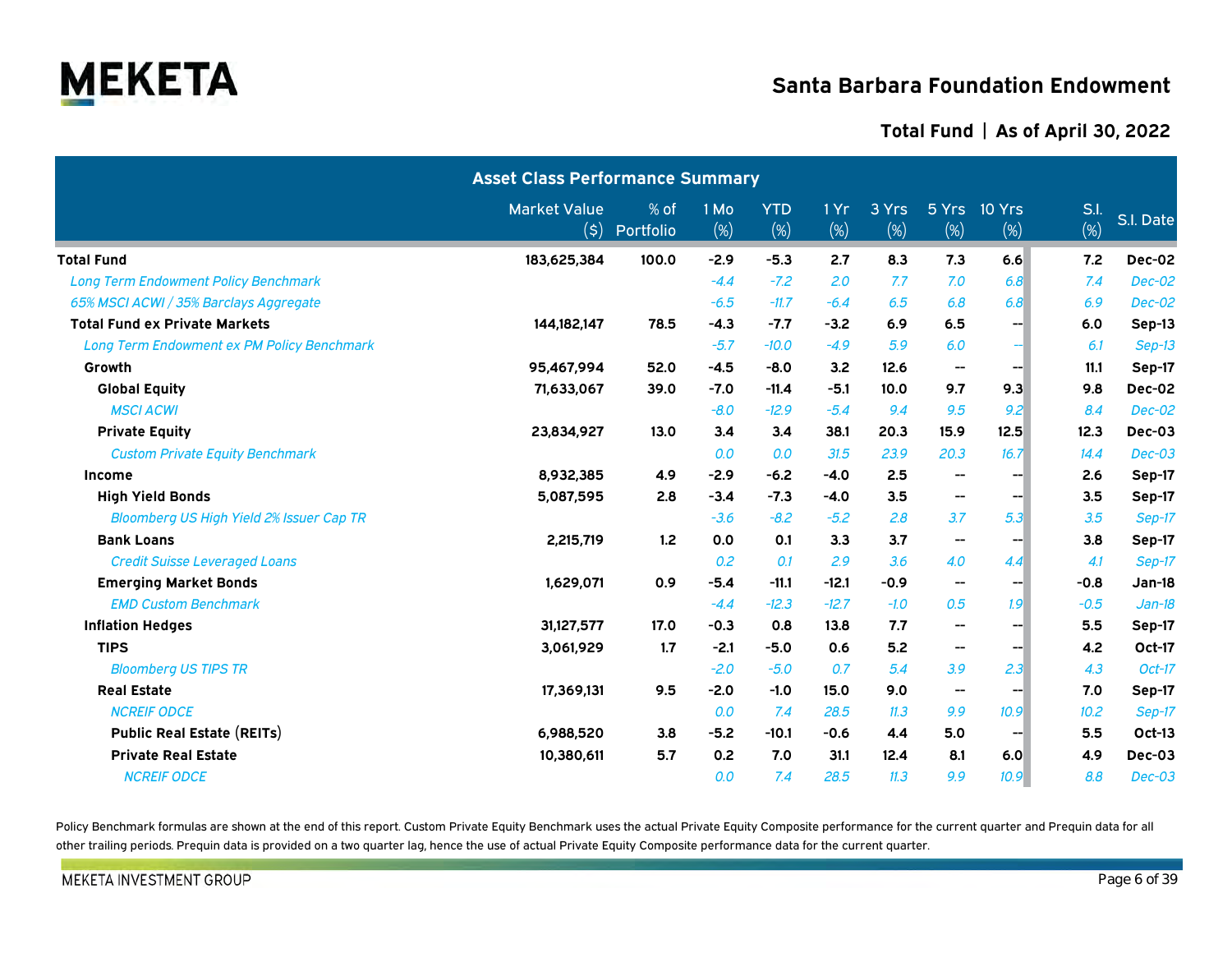# Santa Barbara Foundation Endowment

## Total Fund | As of April 30, 2022

| Asset Class Performance Summary | | | | | | | | | | |
|---|---|---|---|---|---|---|---|---|---|---|
| | Market Value ($) | % of Portfolio | 1 Mo (%) | YTD (%) | 1 Yr (%) | 3 Yrs (%) | 5 Yrs (%) | 10 Yrs (%) | S.I. (%) | S.I. Date |
| **Total Fund** | **183,625,384** | **100.0** | **-2.9** | **-5.3** | **2.7** | **8.3** | **7.3** | **6.6** | **7.2** | **Dec-02** |
| *Long Term Endowment Policy Benchmark* | | | *-4.4* | *-7.2* | *2.0* | *7.7* | *7.0* | *6.8* | *7.4* | *Dec-02* |
| *65% MSCI ACWI / 35% Barclays Aggregate* | | | *-6.5* | *-11.7* | *-6.4* | *6.5* | *6.8* | *6.8* | *6.9* | *Dec-02* |
| **Total Fund ex Private Markets** | **144,182,147** | **78.5** | **-4.3** | **-7.7** | **-3.2** | **6.9** | **6.5** | **--** | **6.0** | **Sep-13** |
| *Long Term Endowment ex PM Policy Benchmark* | | | *-5.7* | *-10.0* | *-4.9* | *5.9* | *6.0* | *--* | *6.1* | *Sep-13* |
| **Growth** | **95,467,994** | **52.0** | **-4.5** | **-8.0** | **3.2** | **12.6** | **--** | **--** | **11.1** | **Sep-17** |
| **Global Equity** | **71,633,067** | **39.0** | **-7.0** | **-11.4** | **-5.1** | **10.0** | **9.7** | **9.3** | **9.8** | **Dec-02** |
| *MSCI ACWI* | | | *-8.0* | *-12.9* | *-5.4* | *9.4* | *9.5* | *9.2* | *8.4* | *Dec-02* |
| **Private Equity** | **23,834,927** | **13.0** | **3.4** | **3.4** | **38.1** | **20.3** | **15.9** | **12.5** | **12.3** | **Dec-03** |
| *Custom Private Equity Benchmark* | | | *0.0* | *0.0* | *31.5* | *23.9* | *20.3* | *16.7* | *14.4* | *Dec-03* |
| **Income** | **8,932,385** | **4.9** | **-2.9** | **-6.2** | **-4.0** | **2.5** | **--** | **--** | **2.6** | **Sep-17** |
| **High Yield Bonds** | **5,087,595** | **2.8** | **-3.4** | **-7.3** | **-4.0** | **3.5** | **--** | **--** | **3.5** | **Sep-17** |
| *Bloomberg US High Yield 2% Issuer Cap TR* | | | *-3.6* | *-8.2* | *-5.2* | *2.8* | *3.7* | *5.3* | *3.5* | *Sep-17* |
| **Bank Loans** | **2,215,719** | **1.2** | **0.0** | **0.1** | **3.3** | **3.7** | **--** | **--** | **3.8** | **Sep-17** |
| *Credit Suisse Leveraged Loans* | | | *0.2* | *0.1* | *2.9* | *3.6* | *4.0* | *4.4* | *4.1* | *Sep-17* |
| **Emerging Market Bonds** | **1,629,071** | **0.9** | **-5.4** | **-11.1** | **-12.1** | **-0.9** | **--** | **--** | **-0.8** | **Jan-18** |
| *EMD Custom Benchmark* | | | *-4.4* | *-12.3* | *-12.7* | *-1.0* | *0.5* | *1.9* | *-0.5* | *Jan-18* |
| **Inflation Hedges** | **31,127,577** | **17.0** | **-0.3** | **0.8** | **13.8** | **7.7** | **--** | **--** | **5.5** | **Sep-17** |
| **TIPS** | **3,061,929** | **1.7** | **-2.1** | **-5.0** | **0.6** | **5.2** | **--** | **--** | **4.2** | **Oct-17** |
| *Bloomberg US TIPS TR* | | | *-2.0* | *-5.0* | *0.7* | *5.4* | *3.9* | *2.3* | *4.3* | *Oct-17* |
| **Real Estate** | **17,369,131** | **9.5** | **-2.0** | **-1.0** | **15.0** | **9.0** | **--** | **--** | **7.0** | **Sep-17** |
| *NCREIF ODCE* | | | *0.0* | *7.4* | *28.5* | *11.3* | *9.9* | *10.9* | *10.2* | *Sep-17* |
| **Public Real Estate (REITs)** | **6,988,520** | **3.8** | **-5.2** | **-10.1** | **-0.6** | **4.4** | **5.0** | **--** | **5.5** | **Oct-13** |
| **Private Real Estate** | **10,380,611** | **5.7** | **0.2** | **7.0** | **31.1** | **12.4** | **8.1** | **6.0** | **4.9** | **Dec-03** |
| *NCREIF ODCE* | | | *0.0* | *7.4* | *28.5* | *11.3* | *9.9* | *10.9* | *8.8* | *Dec-03* |

Policy Benchmark formulas are shown at the end of this report. Custom Private Equity Benchmark uses the actual Private Equity Composite performance for the current quarter and Prequin data for all other trailing periods. Prequin data is provided on a two quarter lag, hence the use of actual Private Equity Composite performance data for the current quarter.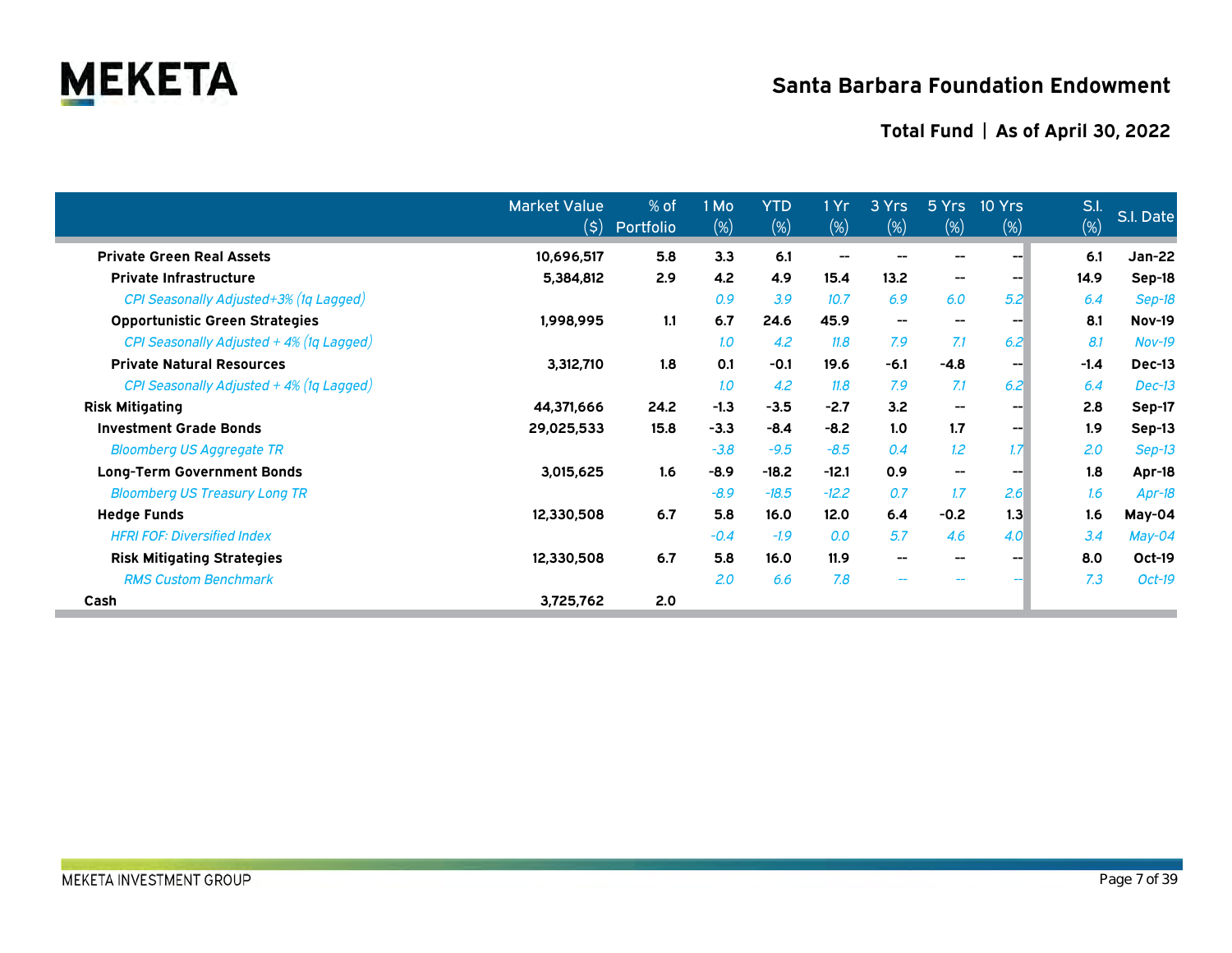## Santa Barbara Foundation Endowment

### Total Fund | As of April 30, 2022

| | Market Value ($) | % of Portfolio | 1 Mo (%) | YTD (%) | 1 Yr (%) | 3 Yrs (%) | 5 Yrs (%) | 10 Yrs (%) | S.I. (%) | S.I. Date |
|---|---|---|---|---|---|---|---|---|---|---|
| **Private Green Real Assets** | **10,696,517** | **5.8** | **3.3** | **6.1** | **--** | **--** | **--** | **--** | **6.1** | **Jan-22** |
| **Private Infrastructure** | **5,384,812** | **2.9** | **4.2** | **4.9** | **15.4** | **13.2** | **--** | **--** | **14.9** | **Sep-18** |
| *CPI Seasonally Adjusted+3% (1q Lagged)* | | | *0.9* | *3.9* | *10.7* | *6.9* | *6.0* | *5.2* | *6.4* | *Sep-18* |
| **Opportunistic Green Strategies** | **1,998,995** | **1.1** | **6.7** | **24.6** | **45.9** | **--** | **--** | **--** | **8.1** | **Nov-19** |
| *CPI Seasonally Adjusted + 4% (1q Lagged)* | | | *1.0* | *4.2* | *11.8* | *7.9* | *7.1* | *6.2* | *8.1* | *Nov-19* |
| **Private Natural Resources** | **3,312,710** | **1.8** | **0.1** | **-0.1** | **19.6** | **-6.1** | **-4.8** | **--** | **-1.4** | **Dec-13** |
| *CPI Seasonally Adjusted + 4% (1q Lagged)* | | | *1.0* | *4.2* | *11.8* | *7.9* | *7.1* | *6.2* | *6.4* | *Dec-13* |
| **Risk Mitigating** | **44,371,666** | **24.2** | **-1.3** | **-3.5** | **-2.7** | **3.2** | **--** | **--** | **2.8** | **Sep-17** |
| **Investment Grade Bonds** | **29,025,533** | **15.8** | **-3.3** | **-8.4** | **-8.2** | **1.0** | **1.7** | **--** | **1.9** | **Sep-13** |
| *Bloomberg US Aggregate TR* | | | *-3.8* | *-9.5* | *-8.5* | *0.4* | *1.2* | *1.7* | *2.0* | *Sep-13* |
| **Long-Term Government Bonds** | **3,015,625** | **1.6** | **-8.9** | **-18.2** | **-12.1** | **0.9** | **--** | **--** | **1.8** | **Apr-18** |
| *Bloomberg US Treasury Long TR* | | | *-8.9* | *-18.5* | *-12.2* | *0.7* | *1.7* | *2.6* | *1.6* | *Apr-18* |
| **Hedge Funds** | **12,330,508** | **6.7** | **5.8** | **16.0** | **12.0** | **6.4** | **-0.2** | **1.3** | **1.6** | **May-04** |
| *HFRI FOF: Diversified Index* | | | *-0.4* | *-1.9* | *0.0* | *5.7* | *4.6* | *4.0* | *3.4* | *May-04* |
| **Risk Mitigating Strategies** | **12,330,508** | **6.7** | **5.8** | **16.0** | **11.9** | **--** | **--** | **--** | **8.0** | **Oct-19** |
| *RMS Custom Benchmark* | | | *2.0* | *6.6* | *7.8* | *--* | *--* | *--* | *7.3* | *Oct-19* |
| **Cash** | **3,725,762** | **2.0** | | | | | | | | |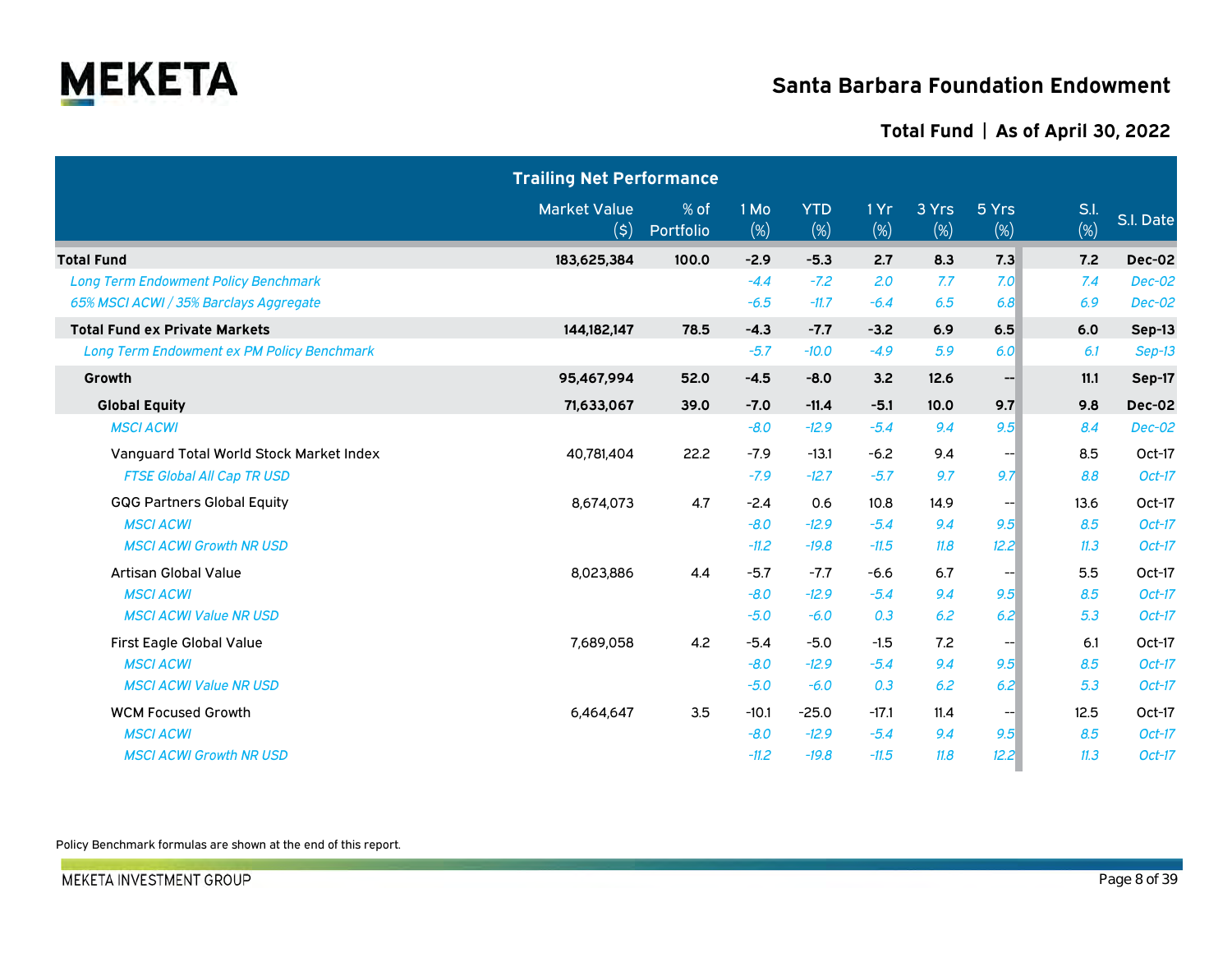# Santa Barbara Foundation Endowment

## Total Fund | As of April 30, 2022

| Trailing Net Performance | Market Value ($) | % of Portfolio | 1 Mo (%) | YTD (%) | 1 Yr (%) | 3 Yrs (%) | 5 Yrs (%) | S.I. (%) | S.I. Date |
|---|---|---|---|---|---|---|---|---|---|
| **Total Fund** | **183,625,384** | **100.0** | **-2.9** | **-5.3** | **2.7** | **8.3** | **7.3** | **7.2** | **Dec-02** |
| *Long Term Endowment Policy Benchmark* | | | *-4.4* | *-7.2* | *2.0* | *7.7* | *7.0* | *7.4* | *Dec-02* |
| *65% MSCI ACWI / 35% Barclays Aggregate* | | | *-6.5* | *-11.7* | *-6.4* | *6.5* | *6.8* | *6.9* | *Dec-02* |
| **Total Fund ex Private Markets** | **144,182,147** | **78.5** | **-4.3** | **-7.7** | **-3.2** | **6.9** | **6.5** | **6.0** | **Sep-13** |
| *Long Term Endowment ex PM Policy Benchmark* | | | *-5.7* | *-10.0* | *-4.9* | *5.9* | *6.0* | *6.1* | *Sep-13* |
| **Growth** | **95,467,994** | **52.0** | **-4.5** | **-8.0** | **3.2** | **12.6** | **--** | **11.1** | **Sep-17** |
| **Global Equity** | **71,633,067** | **39.0** | **-7.0** | **-11.4** | **-5.1** | **10.0** | **9.7** | **9.8** | **Dec-02** |
| *MSCI ACWI* | | | *-8.0* | *-12.9* | *-5.4* | *9.4* | *9.5* | *8.4* | *Dec-02* |
| Vanguard Total World Stock Market Index | 40,781,404 | 22.2 | -7.9 | -13.1 | -6.2 | 9.4 | -- | 8.5 | Oct-17 |
| *FTSE Global All Cap TR USD* | | | *-7.9* | *-12.7* | *-5.7* | *9.7* | *9.7* | *8.8* | *Oct-17* |
| GQG Partners Global Equity | 8,674,073 | 4.7 | -2.4 | 0.6 | 10.8 | 14.9 | -- | 13.6 | Oct-17 |
| *MSCI ACWI* | | | *-8.0* | *-12.9* | *-5.4* | *9.4* | *9.5* | *8.5* | *Oct-17* |
| *MSCI ACWI Growth NR USD* | | | *-11.2* | *-19.8* | *-11.5* | *11.8* | *12.2* | *11.3* | *Oct-17* |
| Artisan Global Value | 8,023,886 | 4.4 | -5.7 | -7.7 | -6.6 | 6.7 | -- | 5.5 | Oct-17 |
| *MSCI ACWI* | | | *-8.0* | *-12.9* | *-5.4* | *9.4* | *9.5* | *8.5* | *Oct-17* |
| *MSCI ACWI Value NR USD* | | | *-5.0* | *-6.0* | *0.3* | *6.2* | *6.2* | *5.3* | *Oct-17* |
| First Eagle Global Value | 7,689,058 | 4.2 | -5.4 | -5.0 | -1.5 | 7.2 | -- | 6.1 | Oct-17 |
| *MSCI ACWI* | | | *-8.0* | *-12.9* | *-5.4* | *9.4* | *9.5* | *8.5* | *Oct-17* |
| *MSCI ACWI Value NR USD* | | | *-5.0* | *-6.0* | *0.3* | *6.2* | *6.2* | *5.3* | *Oct-17* |
| WCM Focused Growth | 6,464,647 | 3.5 | -10.1 | -25.0 | -17.1 | 11.4 | -- | 12.5 | Oct-17 |
| *MSCI ACWI* | | | *-8.0* | *-12.9* | *-5.4* | *9.4* | *9.5* | *8.5* | *Oct-17* |
| *MSCI ACWI Growth NR USD* | | | *-11.2* | *-19.8* | *-11.5* | *11.8* | *12.2* | *11.3* | *Oct-17* |

Policy Benchmark formulas are shown at the end of this report.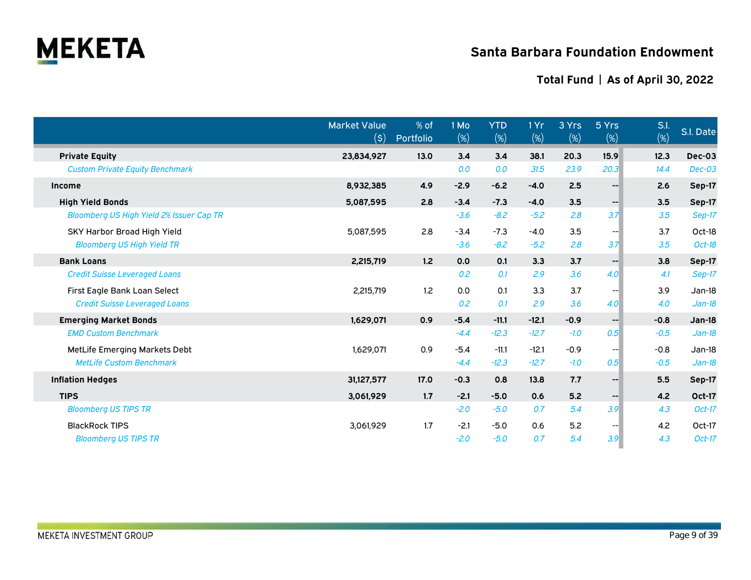## Santa Barbara Foundation Endowment

### Total Fund | As of April 30, 2022

| | Market Value ($) | % of Portfolio | 1 Mo (%) | YTD (%) | 1 Yr (%) | 3 Yrs (%) | 5 Yrs (%) | S.I. (%) | S.I. Date |
|---|---|---|---|---|---|---|---|---|---|
| **Private Equity** | **23,834,927** | **13.0** | **3.4** | **3.4** | **38.1** | **20.3** | **15.9** | **12.3** | **Dec-03** |
| *Custom Private Equity Benchmark* | | | *0.0* | *0.0* | *31.5* | *23.9* | *20.3* | *14.4* | *Dec-03* |
| **Income** | **8,932,385** | **4.9** | **-2.9** | **-6.2** | **-4.0** | **2.5** | **--** | **2.6** | **Sep-17** |
| **High Yield Bonds** | **5,087,595** | **2.8** | **-3.4** | **-7.3** | **-4.0** | **3.5** | **--** | **3.5** | **Sep-17** |
| *Bloomberg US High Yield 2% Issuer Cap TR* | | | *-3.6* | *-8.2* | *-5.2* | *2.8* | *3.7* | *3.5* | *Sep-17* |
| SKY Harbor Broad High Yield | 5,087,595 | 2.8 | -3.4 | -7.3 | -4.0 | 3.5 | -- | 3.7 | Oct-18 |
| *Bloomberg US High Yield TR* | | | *-3.6* | *-8.2* | *-5.2* | *2.8* | *3.7* | *3.5* | *Oct-18* |
| **Bank Loans** | **2,215,719** | **1.2** | **0.0** | **0.1** | **3.3** | **3.7** | **--** | **3.8** | **Sep-17** |
| *Credit Suisse Leveraged Loans* | | | *0.2* | *0.1* | *2.9* | *3.6* | *4.0* | *4.1* | *Sep-17* |
| First Eagle Bank Loan Select | 2,215,719 | 1.2 | 0.0 | 0.1 | 3.3 | 3.7 | -- | 3.9 | Jan-18 |
| *Credit Suisse Leveraged Loans* | | | *0.2* | *0.1* | *2.9* | *3.6* | *4.0* | *4.0* | *Jan-18* |
| **Emerging Market Bonds** | **1,629,071** | **0.9** | **-5.4** | **-11.1** | **-12.1** | **-0.9** | **--** | **-0.8** | **Jan-18** |
| *EMD Custom Benchmark* | | | *-4.4* | *-12.3* | *-12.7* | *-1.0* | *0.5* | *-0.5* | *Jan-18* |
| MetLife Emerging Markets Debt | 1,629,071 | 0.9 | -5.4 | -11.1 | -12.1 | -0.9 | -- | -0.8 | Jan-18 |
| *MetLife Custom Benchmark* | | | *-4.4* | *-12.3* | *-12.7* | *-1.0* | *0.5* | *-0.5* | *Jan-18* |
| **Inflation Hedges** | **31,127,577** | **17.0** | **-0.3** | **0.8** | **13.8** | **7.7** | **--** | **5.5** | **Sep-17** |
| **TIPS** | **3,061,929** | **1.7** | **-2.1** | **-5.0** | **0.6** | **5.2** | **--** | **4.2** | **Oct-17** |
| *Bloomberg US TIPS TR* | | | *-2.0* | *-5.0* | *0.7* | *5.4* | *3.9* | *4.3* | *Oct-17* |
| BlackRock TIPS | 3,061,929 | 1.7 | -2.1 | -5.0 | 0.6 | 5.2 | -- | 4.2 | Oct-17 |
| *Bloomberg US TIPS TR* | | | *-2.0* | *-5.0* | *0.7* | *5.4* | *3.9* | *4.3* | *Oct-17* |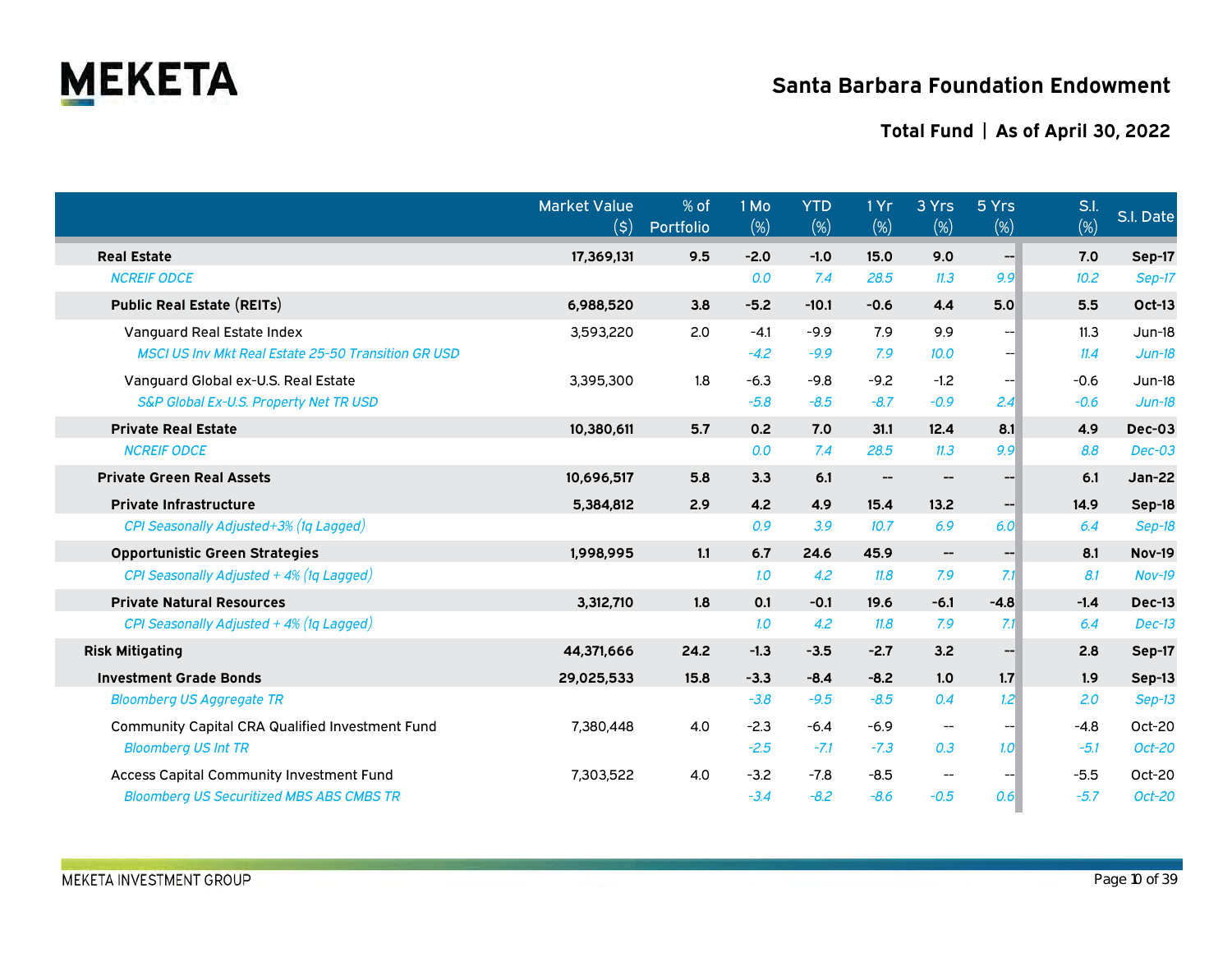# Santa Barbara Foundation Endowment

## Total Fund | As of April 30, 2022

| | Market Value ($) | % of Portfolio | 1 Mo (%) | YTD (%) | 1 Yr (%) | 3 Yrs (%) | 5 Yrs (%) | S.I. (%) | S.I. Date |
|---|---|---|---|---|---|---|---|---|---|
| **Real Estate** | **17,369,131** | **9.5** | **-2.0** | **-1.0** | **15.0** | **9.0** | **--** | **7.0** | **Sep-17** |
| *NCREIF ODCE* | | | *0.0* | *7.4* | *28.5* | *11.3* | *9.9* | *10.2* | *Sep-17* |
| **Public Real Estate (REITs)** | **6,988,520** | **3.8** | **-5.2** | **-10.1** | **-0.6** | **4.4** | **5.0** | **5.5** | **Oct-13** |
| Vanguard Real Estate Index | 3,593,220 | 2.0 | -4.1 | -9.9 | 7.9 | 9.9 | -- | 11.3 | Jun-18 |
| *MSCI US Inv Mkt Real Estate 25-50 Transition GR USD* | | | *-4.2* | *-9.9* | *7.9* | *10.0* | *--* | *11.4* | *Jun-18* |
| Vanguard Global ex-U.S. Real Estate | 3,395,300 | 1.8 | -6.3 | -9.8 | -9.2 | -1.2 | -- | -0.6 | Jun-18 |
| *S&P Global Ex-U.S. Property Net TR USD* | | | *-5.8* | *-8.5* | *-8.7* | *-0.9* | *2.4* | *-0.6* | *Jun-18* |
| **Private Real Estate** | **10,380,611** | **5.7** | **0.2** | **7.0** | **31.1** | **12.4** | **8.1** | **4.9** | **Dec-03** |
| *NCREIF ODCE* | | | *0.0* | *7.4* | *28.5* | *11.3* | *9.9* | *8.8* | *Dec-03* |
| **Private Green Real Assets** | **10,696,517** | **5.8** | **3.3** | **6.1** | **--** | **--** | **--** | **6.1** | **Jan-22** |
| **Private Infrastructure** | **5,384,812** | **2.9** | **4.2** | **4.9** | **15.4** | **13.2** | **--** | **14.9** | **Sep-18** |
| *CPI Seasonally Adjusted+3% (1q Lagged)* | | | *0.9* | *3.9* | *10.7* | *6.9* | *6.0* | *6.4* | *Sep-18* |
| **Opportunistic Green Strategies** | **1,998,995** | **1.1** | **6.7** | **24.6** | **45.9** | **--** | **--** | **8.1** | **Nov-19** |
| *CPI Seasonally Adjusted + 4% (1q Lagged)* | | | *1.0* | *4.2* | *11.8* | *7.9* | *7.1* | *8.1* | *Nov-19* |
| **Private Natural Resources** | **3,312,710** | **1.8** | **0.1** | **-0.1** | **19.6** | **-6.1** | **-4.8** | **-1.4** | **Dec-13** |
| *CPI Seasonally Adjusted + 4% (1q Lagged)* | | | *1.0* | *4.2* | *11.8* | *7.9* | *7.1* | *6.4* | *Dec-13* |
| **Risk Mitigating** | **44,371,666** | **24.2** | **-1.3** | **-3.5** | **-2.7** | **3.2** | **--** | **2.8** | **Sep-17** |
| **Investment Grade Bonds** | **29,025,533** | **15.8** | **-3.3** | **-8.4** | **-8.2** | **1.0** | **1.7** | **1.9** | **Sep-13** |
| *Bloomberg US Aggregate TR* | | | *-3.8* | *-9.5* | *-8.5* | *0.4* | *1.2* | *2.0* | *Sep-13* |
| Community Capital CRA Qualified Investment Fund | 7,380,448 | 4.0 | -2.3 | -6.4 | -6.9 | -- | -- | -4.8 | Oct-20 |
| *Bloomberg US Int TR* | | | *-2.5* | *-7.1* | *-7.3* | *0.3* | *1.0* | *-5.1* | *Oct-20* |
| Access Capital Community Investment Fund | 7,303,522 | 4.0 | -3.2 | -7.8 | -8.5 | -- | -- | -5.5 | Oct-20 |
| *Bloomberg US Securitized MBS ABS CMBS TR* | | | *-3.4* | *-8.2* | *-8.6* | *-0.5* | *0.6* | *-5.7* | *Oct-20* |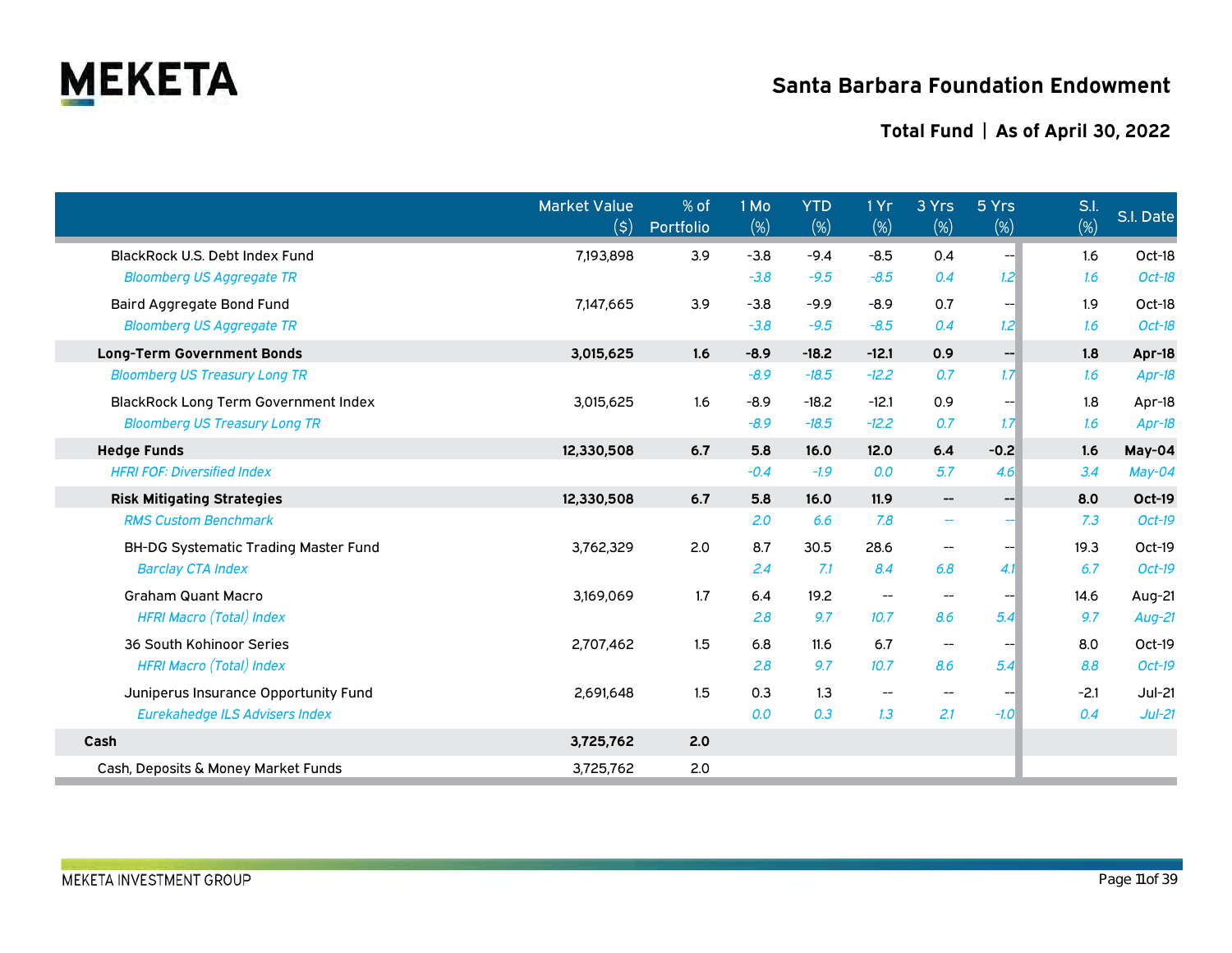# Santa Barbara Foundation Endowment

## Total Fund | As of April 30, 2022

| | Market Value ($) | % of Portfolio | 1 Mo (%) | YTD (%) | 1 Yr (%) | 3 Yrs (%) | 5 Yrs (%) | S.I. (%) | S.I. Date |
|---|---|---|---|---|---|---|---|---|---|
| BlackRock U.S. Debt Index Fund | 7,193,898 | 3.9 | -3.8 | -9.4 | -8.5 | 0.4 | -- | 1.6 | Oct-18 |
| *Bloomberg US Aggregate TR* | | | *-3.8* | *-9.5* | *-8.5* | *0.4* | *1.2* | *1.6* | *Oct-18* |
| Baird Aggregate Bond Fund | 7,147,665 | 3.9 | -3.8 | -9.9 | -8.9 | 0.7 | -- | 1.9 | Oct-18 |
| *Bloomberg US Aggregate TR* | | | *-3.8* | *-9.5* | *-8.5* | *0.4* | *1.2* | *1.6* | *Oct-18* |
| **Long-Term Government Bonds** | **3,015,625** | **1.6** | **-8.9** | **-18.2** | **-12.1** | **0.9** | **--** | **1.8** | **Apr-18** |
| *Bloomberg US Treasury Long TR* | | | *-8.9* | *-18.5* | *-12.2* | *0.7* | *1.7* | *1.6* | *Apr-18* |
| BlackRock Long Term Government Index | 3,015,625 | 1.6 | -8.9 | -18.2 | -12.1 | 0.9 | -- | 1.8 | Apr-18 |
| *Bloomberg US Treasury Long TR* | | | *-8.9* | *-18.5* | *-12.2* | *0.7* | *1.7* | *1.6* | *Apr-18* |
| **Hedge Funds** | **12,330,508** | **6.7** | **5.8** | **16.0** | **12.0** | **6.4** | **-0.2** | **1.6** | **May-04** |
| *HFRI FOF: Diversified Index* | | | *-0.4* | *-1.9* | *0.0* | *5.7* | *4.6* | *3.4* | *May-04* |
| **Risk Mitigating Strategies** | **12,330,508** | **6.7** | **5.8** | **16.0** | **11.9** | **--** | **--** | **8.0** | **Oct-19** |
| *RMS Custom Benchmark* | | | *2.0* | *6.6* | *7.8* | *--* | *--* | *7.3* | *Oct-19* |
| BH-DG Systematic Trading Master Fund | 3,762,329 | 2.0 | 8.7 | 30.5 | 28.6 | -- | -- | 19.3 | Oct-19 |
| *Barclay CTA Index* | | | *2.4* | *7.1* | *8.4* | *6.8* | *4.1* | *6.7* | *Oct-19* |
| Graham Quant Macro | 3,169,069 | 1.7 | 6.4 | 19.2 | -- | -- | -- | 14.6 | Aug-21 |
| *HFRI Macro (Total) Index* | | | *2.8* | *9.7* | *10.7* | *8.6* | *5.4* | *9.7* | *Aug-21* |
| 36 South Kohinoor Series | 2,707,462 | 1.5 | 6.8 | 11.6 | 6.7 | -- | -- | 8.0 | Oct-19 |
| *HFRI Macro (Total) Index* | | | *2.8* | *9.7* | *10.7* | *8.6* | *5.4* | *8.8* | *Oct-19* |
| Juniperus Insurance Opportunity Fund | 2,691,648 | 1.5 | 0.3 | 1.3 | -- | -- | -- | -2.1 | Jul-21 |
| *Eurekahedge ILS Advisers Index* | | | *0.0* | *0.3* | *1.3* | *2.1* | *-1.0* | *0.4* | *Jul-21* |
| **Cash** | **3,725,762** | **2.0** | | | | | | | |
| Cash, Deposits & Money Market Funds | 3,725,762 | 2.0 | | | | | | | |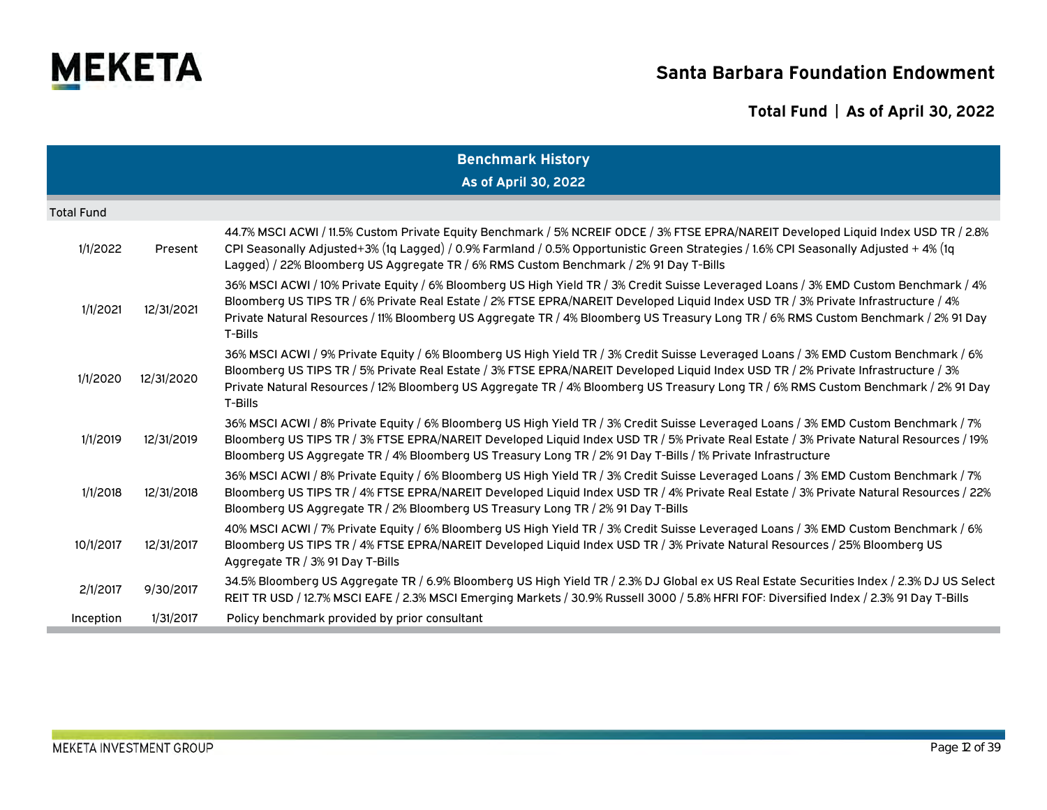# Santa Barbara Foundation Endowment

## Total Fund | As of April 30, 2022

### Benchmark History
**As of April 30, 2022**

| | | |
|---|---|---|
| **Total Fund** | | |
| 1/1/2022 | Present | 44.7% MSCI ACWI / 11.5% Custom Private Equity Benchmark / 5% NCREIF ODCE / 3% FTSE EPRA/NAREIT Developed Liquid Index USD TR / 2.8% CPI Seasonally Adjusted+3% (1q Lagged) / 0.9% Farmland / 0.5% Opportunistic Green Strategies / 1.6% CPI Seasonally Adjusted + 4% (1q Lagged) / 22% Bloomberg US Aggregate TR / 6% RMS Custom Benchmark / 2% 91 Day T-Bills |
| 1/1/2021 | 12/31/2021 | 36% MSCI ACWI / 10% Private Equity / 6% Bloomberg US High Yield TR / 3% Credit Suisse Leveraged Loans / 3% EMD Custom Benchmark / 4% Bloomberg US TIPS TR / 6% Private Real Estate / 2% FTSE EPRA/NAREIT Developed Liquid Index USD TR / 3% Private Infrastructure / 4% Private Natural Resources / 11% Bloomberg US Aggregate TR / 4% Bloomberg US Treasury Long TR / 6% RMS Custom Benchmark / 2% 91 Day T-Bills |
| 1/1/2020 | 12/31/2020 | 36% MSCI ACWI / 9% Private Equity / 6% Bloomberg US High Yield TR / 3% Credit Suisse Leveraged Loans / 3% EMD Custom Benchmark / 6% Bloomberg US TIPS TR / 5% Private Real Estate / 3% FTSE EPRA/NAREIT Developed Liquid Index USD TR / 2% Private Infrastructure / 3% Private Natural Resources / 12% Bloomberg US Aggregate TR / 4% Bloomberg US Treasury Long TR / 6% RMS Custom Benchmark / 2% 91 Day T-Bills |
| 1/1/2019 | 12/31/2019 | 36% MSCI ACWI / 8% Private Equity / 6% Bloomberg US High Yield TR / 3% Credit Suisse Leveraged Loans / 3% EMD Custom Benchmark / 7% Bloomberg US TIPS TR / 3% FTSE EPRA/NAREIT Developed Liquid Index USD TR / 5% Private Real Estate / 3% Private Natural Resources / 19% Bloomberg US Aggregate TR / 4% Bloomberg US Treasury Long TR / 2% 91 Day T-Bills / 1% Private Infrastructure |
| 1/1/2018 | 12/31/2018 | 36% MSCI ACWI / 8% Private Equity / 6% Bloomberg US High Yield TR / 3% Credit Suisse Leveraged Loans / 3% EMD Custom Benchmark / 7% Bloomberg US TIPS TR / 4% FTSE EPRA/NAREIT Developed Liquid Index USD TR / 4% Private Real Estate / 3% Private Natural Resources / 22% Bloomberg US Aggregate TR / 2% Bloomberg US Treasury Long TR / 2% 91 Day T-Bills |
| 10/1/2017 | 12/31/2017 | 40% MSCI ACWI / 7% Private Equity / 6% Bloomberg US High Yield TR / 3% Credit Suisse Leveraged Loans / 3% EMD Custom Benchmark / 6% Bloomberg US TIPS TR / 4% FTSE EPRA/NAREIT Developed Liquid Index USD TR / 3% Private Natural Resources / 25% Bloomberg US Aggregate TR / 3% 91 Day T-Bills |
| 2/1/2017 | 9/30/2017 | 34.5% Bloomberg US Aggregate TR / 6.9% Bloomberg US High Yield TR / 2.3% DJ Global ex US Real Estate Securities Index / 2.3% DJ US Select REIT TR USD / 12.7% MSCI EAFE / 2.3% MSCI Emerging Markets / 30.9% Russell 3000 / 5.8% HFRI FOF: Diversified Index / 2.3% 91 Day T-Bills |
| Inception | 1/31/2017 | Policy benchmark provided by prior consultant |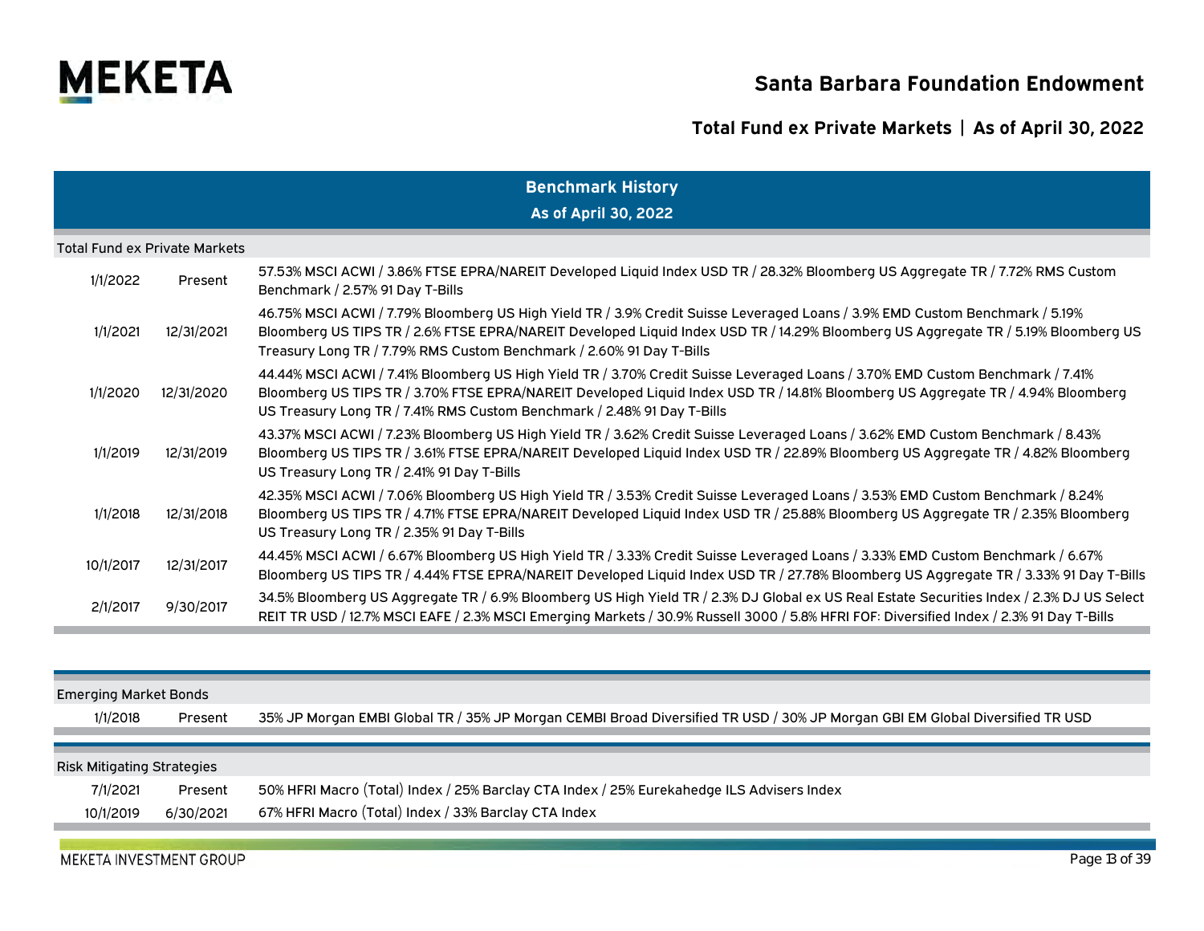# Santa Barbara Foundation Endowment

## Total Fund ex Private Markets | As of April 30, 2022

### Benchmark History
### As of April 30, 2022

| Total Fund ex Private Markets | | |
|---|---|---|
| 1/1/2022 | Present | 57.53% MSCI ACWI / 3.86% FTSE EPRA/NAREIT Developed Liquid Index USD TR / 28.32% Bloomberg US Aggregate TR / 7.72% RMS Custom Benchmark / 2.57% 91 Day T-Bills |
| 1/1/2021 | 12/31/2021 | 46.75% MSCI ACWI / 7.79% Bloomberg US High Yield TR / 3.9% Credit Suisse Leveraged Loans / 3.9% EMD Custom Benchmark / 5.19% Bloomberg US TIPS TR / 2.6% FTSE EPRA/NAREIT Developed Liquid Index USD TR / 14.29% Bloomberg US Aggregate TR / 5.19% Bloomberg US Treasury Long TR / 7.79% RMS Custom Benchmark / 2.60% 91 Day T-Bills |
| 1/1/2020 | 12/31/2020 | 44.44% MSCI ACWI / 7.41% Bloomberg US High Yield TR / 3.70% Credit Suisse Leveraged Loans / 3.70% EMD Custom Benchmark / 7.41% Bloomberg US TIPS TR / 3.70% FTSE EPRA/NAREIT Developed Liquid Index USD TR / 14.81% Bloomberg US Aggregate TR / 4.94% Bloomberg US Treasury Long TR / 7.41% RMS Custom Benchmark / 2.48% 91 Day T-Bills |
| 1/1/2019 | 12/31/2019 | 43.37% MSCI ACWI / 7.23% Bloomberg US High Yield TR / 3.62% Credit Suisse Leveraged Loans / 3.62% EMD Custom Benchmark / 8.43% Bloomberg US TIPS TR / 3.61% FTSE EPRA/NAREIT Developed Liquid Index USD TR / 22.89% Bloomberg US Aggregate TR / 4.82% Bloomberg US Treasury Long TR / 2.41% 91 Day T-Bills |
| 1/1/2018 | 12/31/2018 | 42.35% MSCI ACWI / 7.06% Bloomberg US High Yield TR / 3.53% Credit Suisse Leveraged Loans / 3.53% EMD Custom Benchmark / 8.24% Bloomberg US TIPS TR / 4.71% FTSE EPRA/NAREIT Developed Liquid Index USD TR / 25.88% Bloomberg US Aggregate TR / 2.35% Bloomberg US Treasury Long TR / 2.35% 91 Day T-Bills |
| 10/1/2017 | 12/31/2017 | 44.45% MSCI ACWI / 6.67% Bloomberg US High Yield TR / 3.33% Credit Suisse Leveraged Loans / 3.33% EMD Custom Benchmark / 6.67% Bloomberg US TIPS TR / 4.44% FTSE EPRA/NAREIT Developed Liquid Index USD TR / 27.78% Bloomberg US Aggregate TR / 3.33% 91 Day T-Bills |
| 2/1/2017 | 9/30/2017 | 34.5% Bloomberg US Aggregate TR / 6.9% Bloomberg US High Yield TR / 2.3% DJ Global ex US Real Estate Securities Index / 2.3% DJ US Select REIT TR USD / 12.7% MSCI EAFE / 2.3% MSCI Emerging Markets / 30.9% Russell 3000 / 5.8% HFRI FOF: Diversified Index / 2.3% 91 Day T-Bills |

| Emerging Market Bonds | | |
|---|---|---|
| 1/1/2018 | Present | 35% JP Morgan EMBI Global TR / 35% JP Morgan CEMBI Broad Diversified TR USD / 30% JP Morgan GBI EM Global Diversified TR USD |

| Risk Mitigating Strategies | | |
|---|---|---|
| 7/1/2021 | Present | 50% HFRI Macro (Total) Index / 25% Barclay CTA Index / 25% Eurekahedge ILS Advisers Index |
| 10/1/2019 | 6/30/2021 | 67% HFRI Macro (Total) Index / 33% Barclay CTA Index |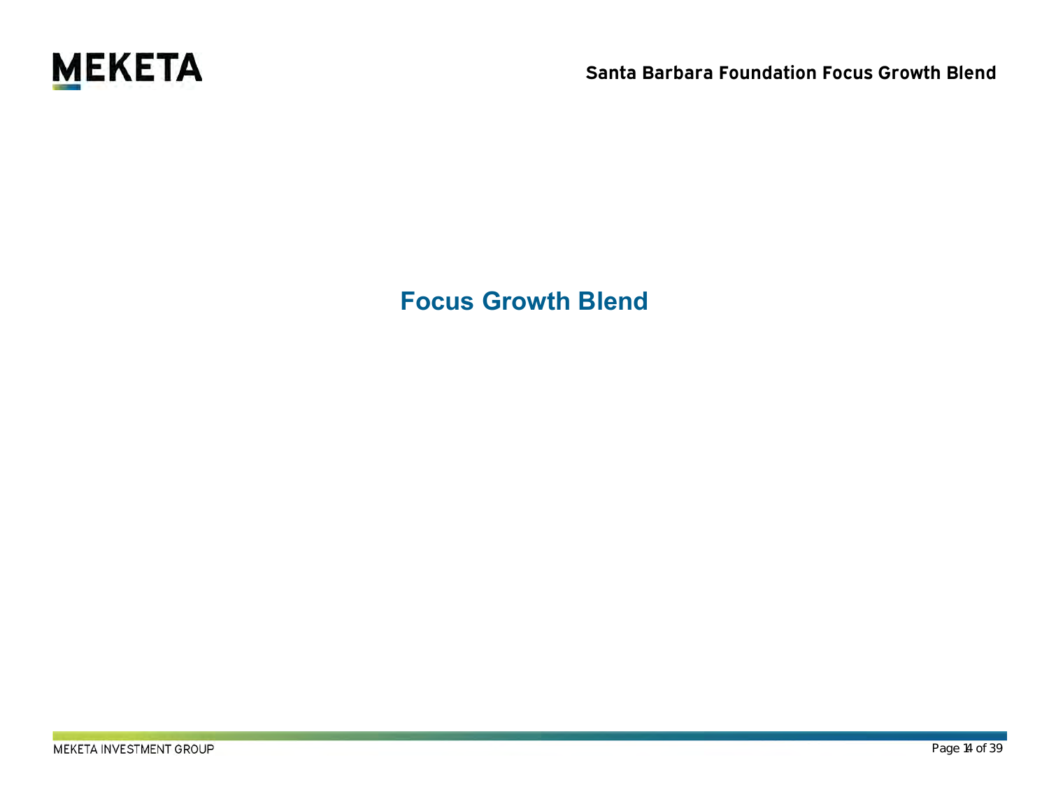# Focus Growth Blend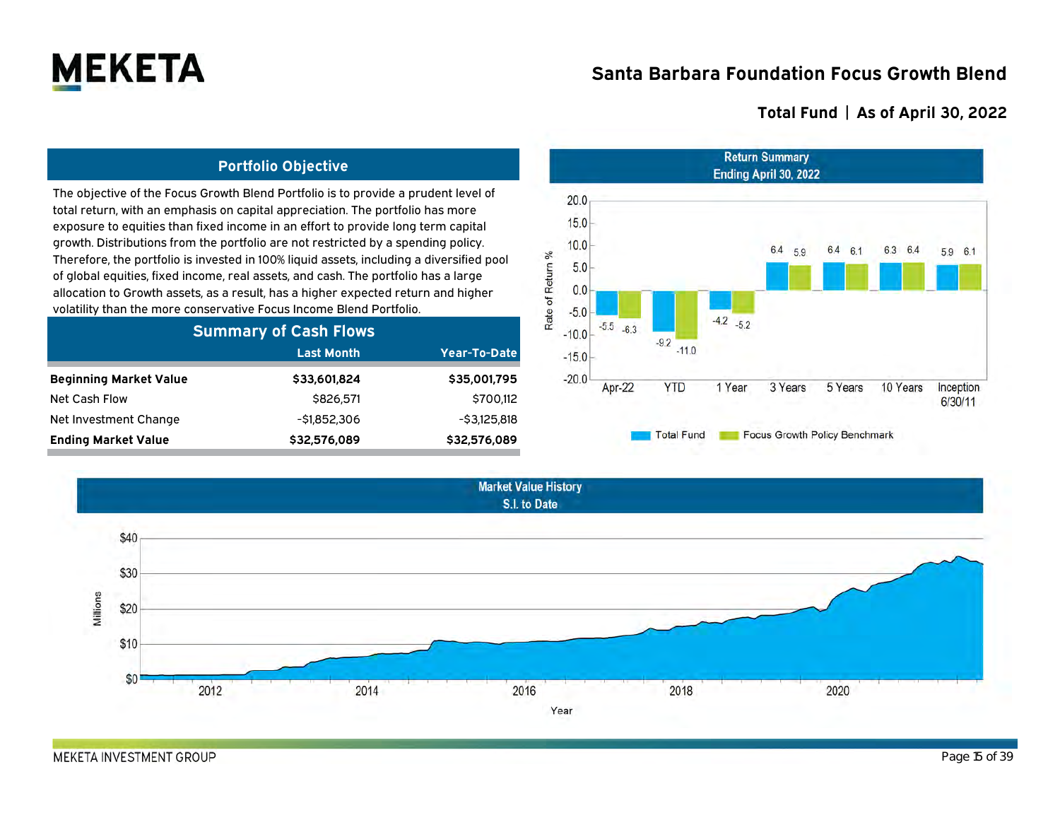# Santa Barbara Foundation Focus Growth Blend

## Total Fund | As of April 30, 2022

### Portfolio Objective

The objective of the Focus Growth Blend Portfolio is to provide a prudent level of total return, with an emphasis on capital appreciation. The portfolio has more exposure to equities than fixed income in an effort to provide long term capital growth. Distributions from the portfolio are not restricted by a spending policy. Therefore, the portfolio is invested in 100% liquid assets, including a diversified pool of global equities, fixed income, real assets, and cash. The portfolio has a large allocation to Growth assets, as a result, has a higher expected return and higher volatility than the more conservative Focus Income Blend Portfolio.

### Summary of Cash Flows

| | Last Month | Year-To-Date |
|---|---|---|
| **Beginning Market Value** | **$33,601,824** | **$35,001,795** |
| Net Cash Flow | $826,571 | $700,112 |
| Net Investment Change | -$1,852,306 | -$3,125,818 |
| **Ending Market Value** | **$32,576,089** | **$32,576,089** |

### Return Summary
Ending April 30, 2022

| Rate of Return % | Apr-22 | YTD | 1 Year | 3 Years | 5 Years | 10 Years | Inception 6/30/11 |
|---|---|---|---|---|---|---|---|
| Total Fund | -5.5 | -9.2 | -4.2 | 6.4 | 6.4 | 6.3 | 5.9 |
| Focus Growth Policy Benchmark | -6.3 | -11.0 | -5.2 | 5.9 | 6.1 | 6.4 | 6.1 |

### Market Value History
S.I. to Date

Millions ($0–$40) by Year (2012–2020)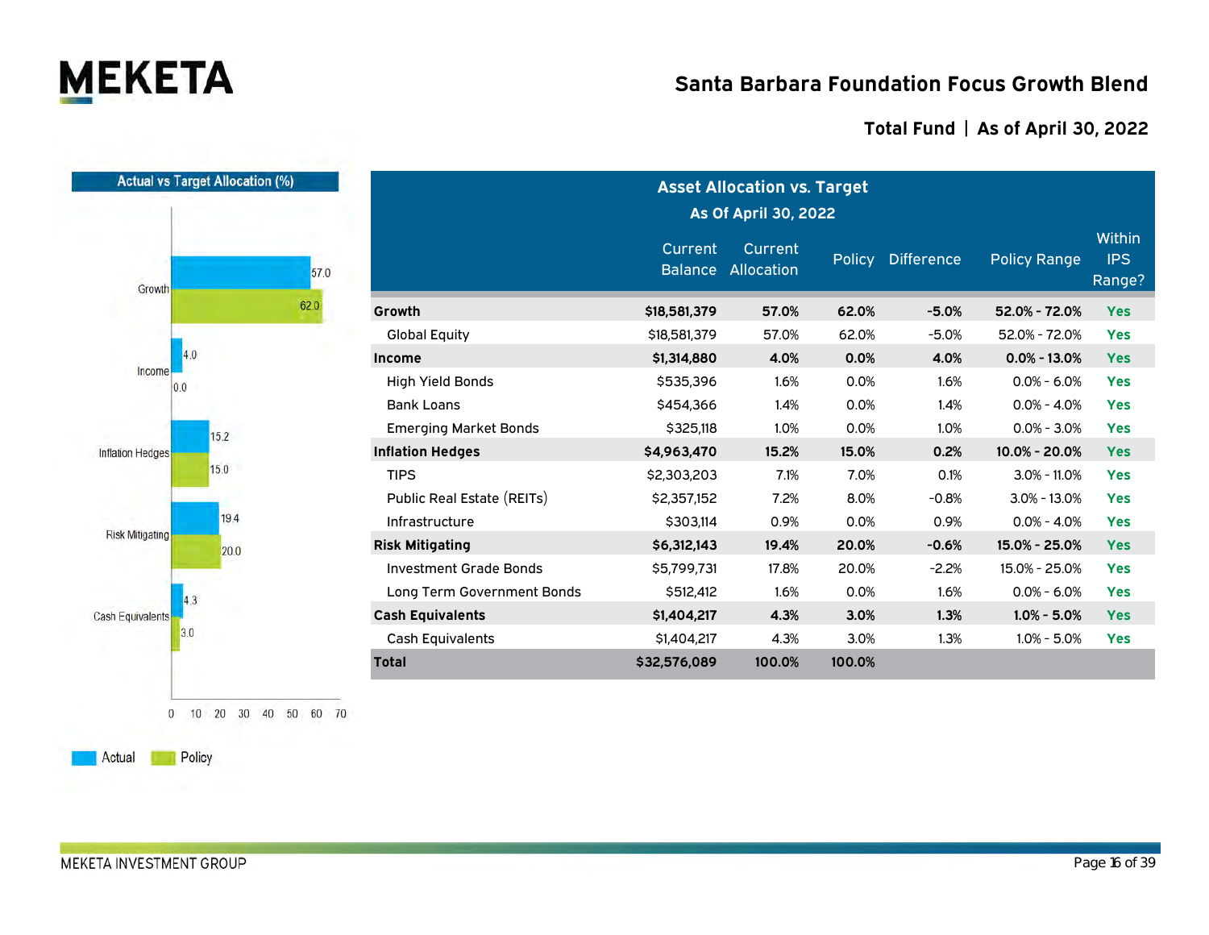# Santa Barbara Foundation Focus Growth Blend

## Total Fund | As of April 30, 2022

**Actual vs Target Allocation (%)**

| | Actual | Policy |
|---|---|---|
| Growth | 57.0 | 62.0 |
| Income | 4.0 | 0.0 |
| Inflation Hedges | 15.2 | 15.0 |
| Risk Mitigating | 19.4 | 20.0 |
| Cash Equivalents | 4.3 | 3.0 |

**Asset Allocation vs. Target**
**As Of April 30, 2022**

| | Current Balance | Current Allocation | Policy | Difference | Policy Range | Within IPS Range? |
|---|---|---|---|---|---|---|
| **Growth** | **$18,581,379** | **57.0%** | **62.0%** | **-5.0%** | **52.0% - 72.0%** | **Yes** |
| Global Equity | $18,581,379 | 57.0% | 62.0% | -5.0% | 52.0% - 72.0% | Yes |
| **Income** | **$1,314,880** | **4.0%** | **0.0%** | **4.0%** | **0.0% - 13.0%** | **Yes** |
| High Yield Bonds | $535,396 | 1.6% | 0.0% | 1.6% | 0.0% - 6.0% | Yes |
| Bank Loans | $454,366 | 1.4% | 0.0% | 1.4% | 0.0% - 4.0% | Yes |
| Emerging Market Bonds | $325,118 | 1.0% | 0.0% | 1.0% | 0.0% - 3.0% | Yes |
| **Inflation Hedges** | **$4,963,470** | **15.2%** | **15.0%** | **0.2%** | **10.0% - 20.0%** | **Yes** |
| TIPS | $2,303,203 | 7.1% | 7.0% | 0.1% | 3.0% - 11.0% | Yes |
| Public Real Estate (REITs) | $2,357,152 | 7.2% | 8.0% | -0.8% | 3.0% - 13.0% | Yes |
| Infrastructure | $303,114 | 0.9% | 0.0% | 0.9% | 0.0% - 4.0% | Yes |
| **Risk Mitigating** | **$6,312,143** | **19.4%** | **20.0%** | **-0.6%** | **15.0% - 25.0%** | **Yes** |
| Investment Grade Bonds | $5,799,731 | 17.8% | 20.0% | -2.2% | 15.0% - 25.0% | Yes |
| Long Term Government Bonds | $512,412 | 1.6% | 0.0% | 1.6% | 0.0% - 6.0% | Yes |
| **Cash Equivalents** | **$1,404,217** | **4.3%** | **3.0%** | **1.3%** | **1.0% - 5.0%** | **Yes** |
| Cash Equivalents | $1,404,217 | 4.3% | 3.0% | 1.3% | 1.0% - 5.0% | Yes |
| **Total** | **$32,576,089** | **100.0%** | **100.0%** | | | |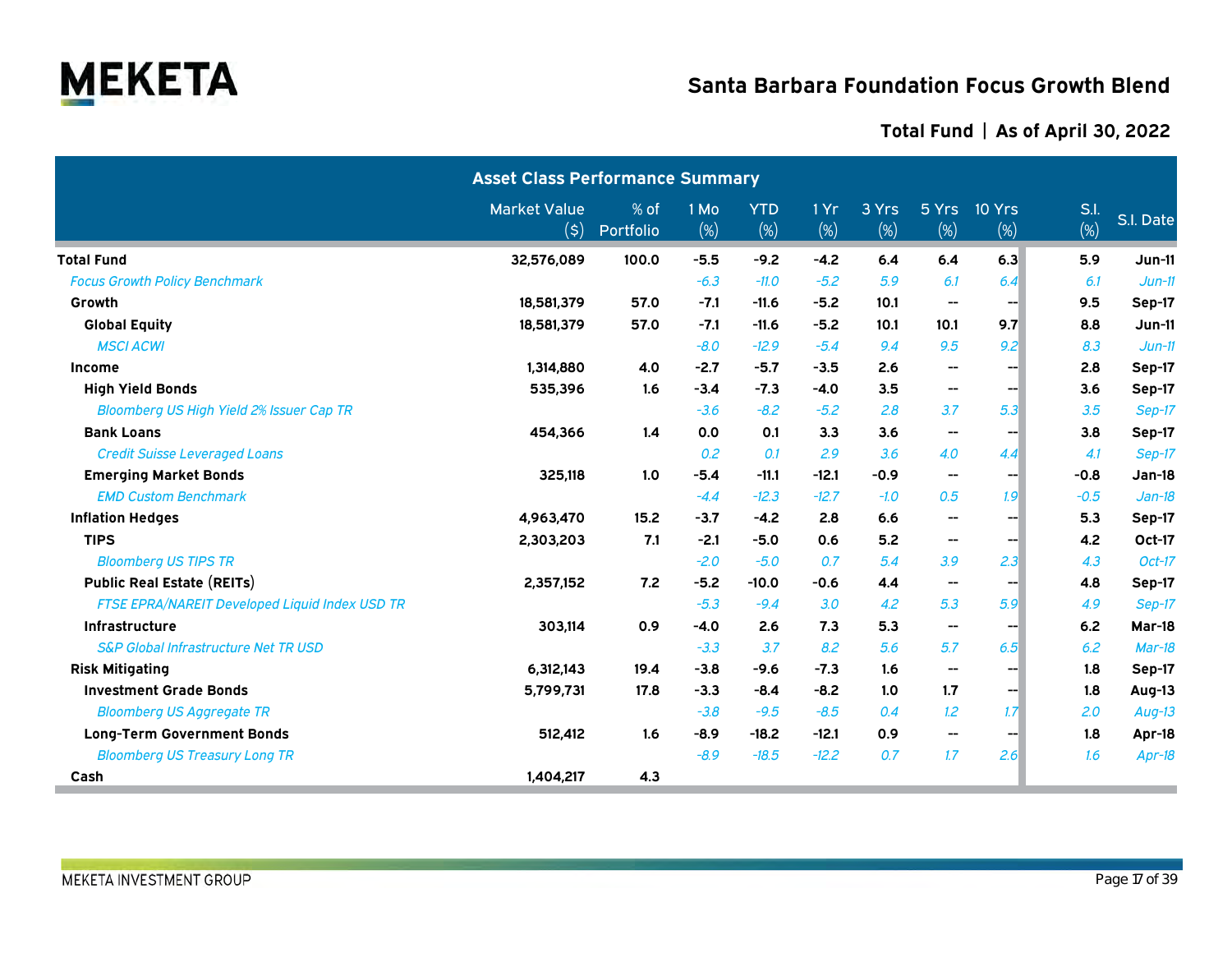# Santa Barbara Foundation Focus Growth Blend

## Total Fund | As of April 30, 2022

| Asset Class Performance Summary | Market Value ($) | % of Portfolio | 1 Mo (%) | YTD (%) | 1 Yr (%) | 3 Yrs (%) | 5 Yrs (%) | 10 Yrs (%) | S.I. (%) | S.I. Date |
|---|---|---|---|---|---|---|---|---|---|---|
| **Total Fund** | 32,576,089 | 100.0 | -5.5 | -9.2 | -4.2 | 6.4 | 6.4 | 6.3 | 5.9 | Jun-11 |
| *Focus Growth Policy Benchmark* | | | *-6.3* | *-11.0* | *-5.2* | *5.9* | *6.1* | *6.4* | *6.1* | *Jun-11* |
| **Growth** | 18,581,379 | 57.0 | -7.1 | -11.6 | -5.2 | 10.1 | -- | -- | 9.5 | Sep-17 |
| **Global Equity** | 18,581,379 | 57.0 | -7.1 | -11.6 | -5.2 | 10.1 | 10.1 | 9.7 | 8.8 | Jun-11 |
| *MSCI ACWI* | | | *-8.0* | *-12.9* | *-5.4* | *9.4* | *9.5* | *9.2* | *8.3* | *Jun-11* |
| **Income** | 1,314,880 | 4.0 | -2.7 | -5.7 | -3.5 | 2.6 | -- | -- | 2.8 | Sep-17 |
| **High Yield Bonds** | 535,396 | 1.6 | -3.4 | -7.3 | -4.0 | 3.5 | -- | -- | 3.6 | Sep-17 |
| *Bloomberg US High Yield 2% Issuer Cap TR* | | | *-3.6* | *-8.2* | *-5.2* | *2.8* | *3.7* | *5.3* | *3.5* | *Sep-17* |
| **Bank Loans** | 454,366 | 1.4 | 0.0 | 0.1 | 3.3 | 3.6 | -- | -- | 3.8 | Sep-17 |
| *Credit Suisse Leveraged Loans* | | | *0.2* | *0.1* | *2.9* | *3.6* | *4.0* | *4.4* | *4.1* | *Sep-17* |
| **Emerging Market Bonds** | 325,118 | 1.0 | -5.4 | -11.1 | -12.1 | -0.9 | -- | -- | -0.8 | Jan-18 |
| *EMD Custom Benchmark* | | | *-4.4* | *-12.3* | *-12.7* | *-1.0* | *0.5* | *1.9* | *-0.5* | *Jan-18* |
| **Inflation Hedges** | 4,963,470 | 15.2 | -3.7 | -4.2 | 2.8 | 6.6 | -- | -- | 5.3 | Sep-17 |
| **TIPS** | 2,303,203 | 7.1 | -2.1 | -5.0 | 0.6 | 5.2 | -- | -- | 4.2 | Oct-17 |
| *Bloomberg US TIPS TR* | | | *-2.0* | *-5.0* | *0.7* | *5.4* | *3.9* | *2.3* | *4.3* | *Oct-17* |
| **Public Real Estate (REITs)** | 2,357,152 | 7.2 | -5.2 | -10.0 | -0.6 | 4.4 | -- | -- | 4.8 | Sep-17 |
| *FTSE EPRA/NAREIT Developed Liquid Index USD TR* | | | *-5.3* | *-9.4* | *3.0* | *4.2* | *5.3* | *5.9* | *4.9* | *Sep-17* |
| **Infrastructure** | 303,114 | 0.9 | -4.0 | 2.6 | 7.3 | 5.3 | -- | -- | 6.2 | Mar-18 |
| *S&P Global Infrastructure Net TR USD* | | | *-3.3* | *3.7* | *8.2* | *5.6* | *5.7* | *6.5* | *6.2* | *Mar-18* |
| **Risk Mitigating** | 6,312,143 | 19.4 | -3.8 | -9.6 | -7.3 | 1.6 | -- | -- | 1.8 | Sep-17 |
| **Investment Grade Bonds** | 5,799,731 | 17.8 | -3.3 | -8.4 | -8.2 | 1.0 | 1.7 | -- | 1.8 | Aug-13 |
| *Bloomberg US Aggregate TR* | | | *-3.8* | *-9.5* | *-8.5* | *0.4* | *1.2* | *1.7* | *2.0* | *Aug-13* |
| **Long-Term Government Bonds** | 512,412 | 1.6 | -8.9 | -18.2 | -12.1 | 0.9 | -- | -- | 1.8 | Apr-18 |
| *Bloomberg US Treasury Long TR* | | | *-8.9* | *-18.5* | *-12.2* | *0.7* | *1.7* | *2.6* | *1.6* | *Apr-18* |
| **Cash** | 1,404,217 | 4.3 | | | | | | | | |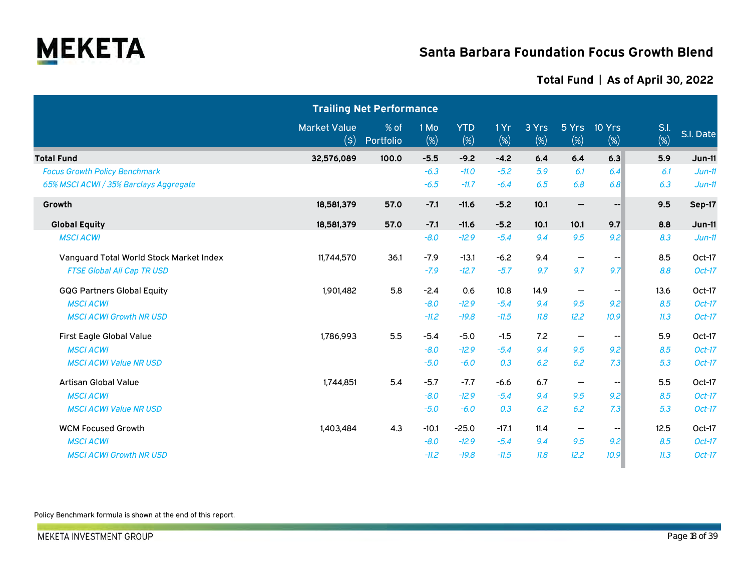# Santa Barbara Foundation Focus Growth Blend

## Total Fund | As of April 30, 2022

| | Trailing Net Performance | | | | | | | | | |
|---|---|---|---|---|---|---|---|---|---|---|
| | Market Value ($) | % of Portfolio | 1 Mo (%) | YTD (%) | 1 Yr (%) | 3 Yrs (%) | 5 Yrs (%) | 10 Yrs (%) | S.I. (%) | S.I. Date |
| **Total Fund** | **32,576,089** | **100.0** | **-5.5** | **-9.2** | **-4.2** | **6.4** | **6.4** | **6.3** | **5.9** | **Jun-11** |
| *Focus Growth Policy Benchmark* | | | *-6.3* | *-11.0* | *-5.2* | *5.9* | *6.1* | *6.4* | *6.1* | *Jun-11* |
| *65% MSCI ACWI / 35% Barclays Aggregate* | | | *-6.5* | *-11.7* | *-6.4* | *6.5* | *6.8* | *6.8* | *6.3* | *Jun-11* |
| **Growth** | **18,581,379** | **57.0** | **-7.1** | **-11.6** | **-5.2** | **10.1** | **--** | **--** | **9.5** | **Sep-17** |
| **Global Equity** | **18,581,379** | **57.0** | **-7.1** | **-11.6** | **-5.2** | **10.1** | **10.1** | **9.7** | **8.8** | **Jun-11** |
| *MSCI ACWI* | | | *-8.0* | *-12.9* | *-5.4* | *9.4* | *9.5* | *9.2* | *8.3* | *Jun-11* |
| Vanguard Total World Stock Market Index | 11,744,570 | 36.1 | -7.9 | -13.1 | -6.2 | 9.4 | -- | -- | 8.5 | Oct-17 |
| *FTSE Global All Cap TR USD* | | | *-7.9* | *-12.7* | *-5.7* | *9.7* | *9.7* | *9.7* | *8.8* | *Oct-17* |
| GQG Partners Global Equity | 1,901,482 | 5.8 | -2.4 | 0.6 | 10.8 | 14.9 | -- | -- | 13.6 | Oct-17 |
| *MSCI ACWI* | | | *-8.0* | *-12.9* | *-5.4* | *9.4* | *9.5* | *9.2* | *8.5* | *Oct-17* |
| *MSCI ACWI Growth NR USD* | | | *-11.2* | *-19.8* | *-11.5* | *11.8* | *12.2* | *10.9* | *11.3* | *Oct-17* |
| First Eagle Global Value | 1,786,993 | 5.5 | -5.4 | -5.0 | -1.5 | 7.2 | -- | -- | 5.9 | Oct-17 |
| *MSCI ACWI* | | | *-8.0* | *-12.9* | *-5.4* | *9.4* | *9.5* | *9.2* | *8.5* | *Oct-17* |
| *MSCI ACWI Value NR USD* | | | *-5.0* | *-6.0* | *0.3* | *6.2* | *6.2* | *7.3* | *5.3* | *Oct-17* |
| Artisan Global Value | 1,744,851 | 5.4 | -5.7 | -7.7 | -6.6 | 6.7 | -- | -- | 5.5 | Oct-17 |
| *MSCI ACWI* | | | *-8.0* | *-12.9* | *-5.4* | *9.4* | *9.5* | *9.2* | *8.5* | *Oct-17* |
| *MSCI ACWI Value NR USD* | | | *-5.0* | *-6.0* | *0.3* | *6.2* | *6.2* | *7.3* | *5.3* | *Oct-17* |
| WCM Focused Growth | 1,403,484 | 4.3 | -10.1 | -25.0 | -17.1 | 11.4 | -- | -- | 12.5 | Oct-17 |
| *MSCI ACWI* | | | *-8.0* | *-12.9* | *-5.4* | *9.4* | *9.5* | *9.2* | *8.5* | *Oct-17* |
| *MSCI ACWI Growth NR USD* | | | *-11.2* | *-19.8* | *-11.5* | *11.8* | *12.2* | *10.9* | *11.3* | *Oct-17* |

Policy Benchmark formula is shown at the end of this report.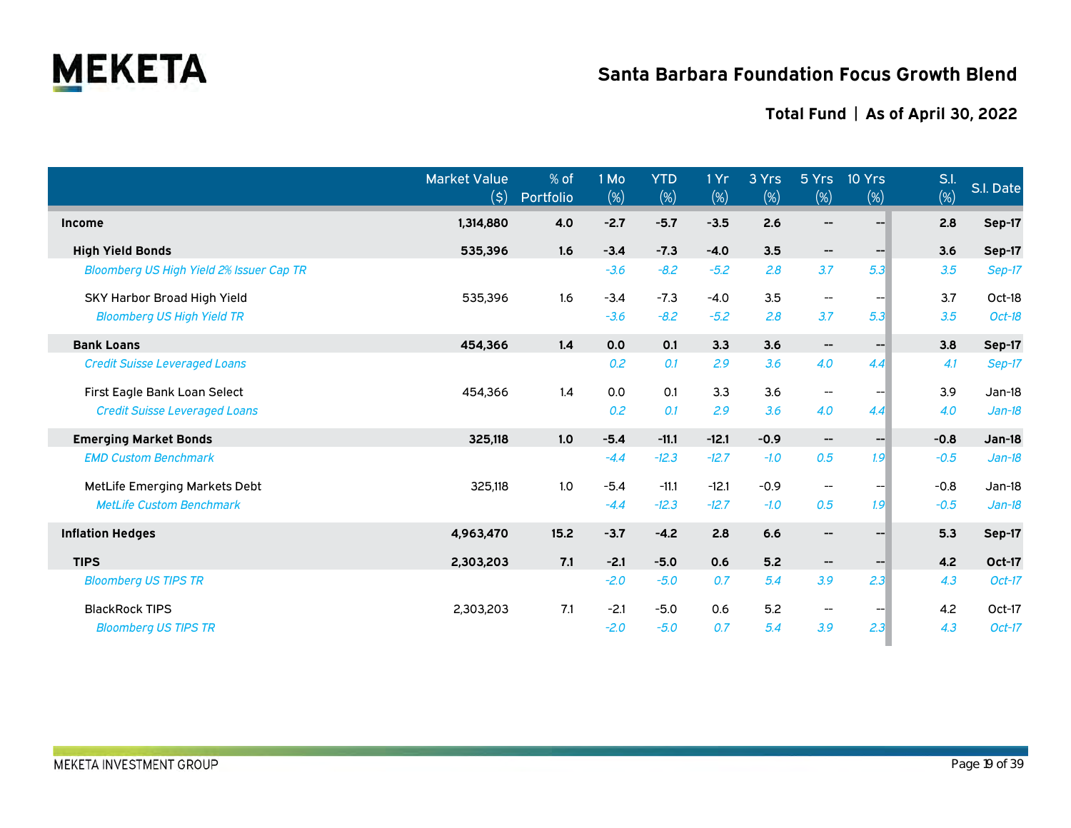## Santa Barbara Foundation Focus Growth Blend

### Total Fund | As of April 30, 2022

| | Market Value ($) | % of Portfolio | 1 Mo (%) | YTD (%) | 1 Yr (%) | 3 Yrs (%) | 5 Yrs (%) | 10 Yrs (%) | S.I. (%) | S.I. Date |
|---|---|---|---|---|---|---|---|---|---|---|
| **Income** | **1,314,880** | **4.0** | **-2.7** | **-5.7** | **-3.5** | **2.6** | **--** | **--** | **2.8** | **Sep-17** |
| **High Yield Bonds** | **535,396** | **1.6** | **-3.4** | **-7.3** | **-4.0** | **3.5** | **--** | **--** | **3.6** | **Sep-17** |
| *Bloomberg US High Yield 2% Issuer Cap TR* | | | *-3.6* | *-8.2* | *-5.2* | *2.8* | *3.7* | *5.3* | *3.5* | *Sep-17* |
| SKY Harbor Broad High Yield | 535,396 | 1.6 | -3.4 | -7.3 | -4.0 | 3.5 | -- | -- | 3.7 | Oct-18 |
| *Bloomberg US High Yield TR* | | | *-3.6* | *-8.2* | *-5.2* | *2.8* | *3.7* | *5.3* | *3.5* | *Oct-18* |
| **Bank Loans** | **454,366** | **1.4** | **0.0** | **0.1** | **3.3** | **3.6** | **--** | **--** | **3.8** | **Sep-17** |
| *Credit Suisse Leveraged Loans* | | | *0.2* | *0.1* | *2.9* | *3.6* | *4.0* | *4.4* | *4.1* | *Sep-17* |
| First Eagle Bank Loan Select | 454,366 | 1.4 | 0.0 | 0.1 | 3.3 | 3.6 | -- | -- | 3.9 | Jan-18 |
| *Credit Suisse Leveraged Loans* | | | *0.2* | *0.1* | *2.9* | *3.6* | *4.0* | *4.4* | *4.0* | *Jan-18* |
| **Emerging Market Bonds** | **325,118** | **1.0** | **-5.4** | **-11.1** | **-12.1** | **-0.9** | **--** | **--** | **-0.8** | **Jan-18** |
| *EMD Custom Benchmark* | | | *-4.4* | *-12.3* | *-12.7* | *-1.0* | *0.5* | *1.9* | *-0.5* | *Jan-18* |
| MetLife Emerging Markets Debt | 325,118 | 1.0 | -5.4 | -11.1 | -12.1 | -0.9 | -- | -- | -0.8 | Jan-18 |
| *MetLife Custom Benchmark* | | | *-4.4* | *-12.3* | *-12.7* | *-1.0* | *0.5* | *1.9* | *-0.5* | *Jan-18* |
| **Inflation Hedges** | **4,963,470** | **15.2** | **-3.7** | **-4.2** | **2.8** | **6.6** | **--** | **--** | **5.3** | **Sep-17** |
| **TIPS** | **2,303,203** | **7.1** | **-2.1** | **-5.0** | **0.6** | **5.2** | **--** | **--** | **4.2** | **Oct-17** |
| *Bloomberg US TIPS TR* | | | *-2.0* | *-5.0* | *0.7* | *5.4* | *3.9* | *2.3* | *4.3* | *Oct-17* |
| BlackRock TIPS | 2,303,203 | 7.1 | -2.1 | -5.0 | 0.6 | 5.2 | -- | -- | 4.2 | Oct-17 |
| *Bloomberg US TIPS TR* | | | *-2.0* | *-5.0* | *0.7* | *5.4* | *3.9* | *2.3* | *4.3* | *Oct-17* |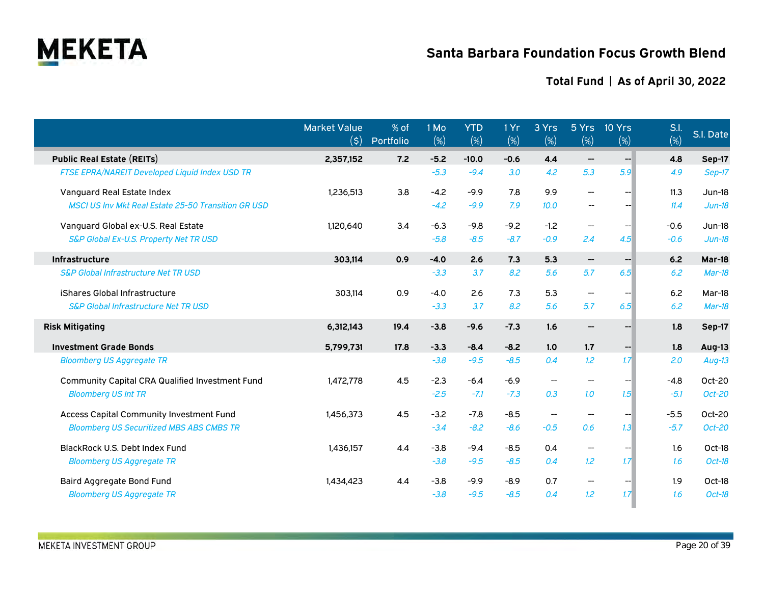# Santa Barbara Foundation Focus Growth Blend

## Total Fund | As of April 30, 2022

| | Market Value ($) | % of Portfolio | 1 Mo (%) | YTD (%) | 1 Yr (%) | 3 Yrs (%) | 5 Yrs (%) | 10 Yrs (%) | S.I. (%) | S.I. Date |
|---|---|---|---|---|---|---|---|---|---|---|
| **Public Real Estate (REITs)** | **2,357,152** | **7.2** | **-5.2** | **-10.0** | **-0.6** | **4.4** | **--** | **--** | **4.8** | **Sep-17** |
| *FTSE EPRA/NAREIT Developed Liquid Index USD TR* | | | *-5.3* | *-9.4* | *3.0* | *4.2* | *5.3* | *5.9* | *4.9* | *Sep-17* |
| Vanguard Real Estate Index | 1,236,513 | 3.8 | -4.2 | -9.9 | 7.8 | 9.9 | -- | -- | 11.3 | Jun-18 |
| *MSCI US Inv Mkt Real Estate 25-50 Transition GR USD* | | | *-4.2* | *-9.9* | *7.9* | *10.0* | *--* | *--* | *11.4* | *Jun-18* |
| Vanguard Global ex-U.S. Real Estate | 1,120,640 | 3.4 | -6.3 | -9.8 | -9.2 | -1.2 | -- | -- | -0.6 | Jun-18 |
| *S&P Global Ex-U.S. Property Net TR USD* | | | *-5.8* | *-8.5* | *-8.7* | *-0.9* | *2.4* | *4.5* | *-0.6* | *Jun-18* |
| **Infrastructure** | **303,114** | **0.9** | **-4.0** | **2.6** | **7.3** | **5.3** | **--** | **--** | **6.2** | **Mar-18** |
| *S&P Global Infrastructure Net TR USD* | | | *-3.3* | *3.7* | *8.2* | *5.6* | *5.7* | *6.5* | *6.2* | *Mar-18* |
| iShares Global Infrastructure | 303,114 | 0.9 | -4.0 | 2.6 | 7.3 | 5.3 | -- | -- | 6.2 | Mar-18 |
| *S&P Global Infrastructure Net TR USD* | | | *-3.3* | *3.7* | *8.2* | *5.6* | *5.7* | *6.5* | *6.2* | *Mar-18* |
| **Risk Mitigating** | **6,312,143** | **19.4** | **-3.8** | **-9.6** | **-7.3** | **1.6** | **--** | **--** | **1.8** | **Sep-17** |
| **Investment Grade Bonds** | **5,799,731** | **17.8** | **-3.3** | **-8.4** | **-8.2** | **1.0** | **1.7** | **--** | **1.8** | **Aug-13** |
| *Bloomberg US Aggregate TR* | | | *-3.8* | *-9.5* | *-8.5* | *0.4* | *1.2* | *1.7* | *2.0* | *Aug-13* |
| Community Capital CRA Qualified Investment Fund | 1,472,778 | 4.5 | -2.3 | -6.4 | -6.9 | -- | -- | -- | -4.8 | Oct-20 |
| *Bloomberg US Int TR* | | | *-2.5* | *-7.1* | *-7.3* | *0.3* | *1.0* | *1.5* | *-5.1* | *Oct-20* |
| Access Capital Community Investment Fund | 1,456,373 | 4.5 | -3.2 | -7.8 | -8.5 | -- | -- | -- | -5.5 | Oct-20 |
| *Bloomberg US Securitized MBS ABS CMBS TR* | | | *-3.4* | *-8.2* | *-8.6* | *-0.5* | *0.6* | *1.3* | *-5.7* | *Oct-20* |
| BlackRock U.S. Debt Index Fund | 1,436,157 | 4.4 | -3.8 | -9.4 | -8.5 | 0.4 | -- | -- | 1.6 | Oct-18 |
| *Bloomberg US Aggregate TR* | | | *-3.8* | *-9.5* | *-8.5* | *0.4* | *1.2* | *1.7* | *1.6* | *Oct-18* |
| Baird Aggregate Bond Fund | 1,434,423 | 4.4 | -3.8 | -9.9 | -8.9 | 0.7 | -- | -- | 1.9 | Oct-18 |
| *Bloomberg US Aggregate TR* | | | *-3.8* | *-9.5* | *-8.5* | *0.4* | *1.2* | *1.7* | *1.6* | *Oct-18* |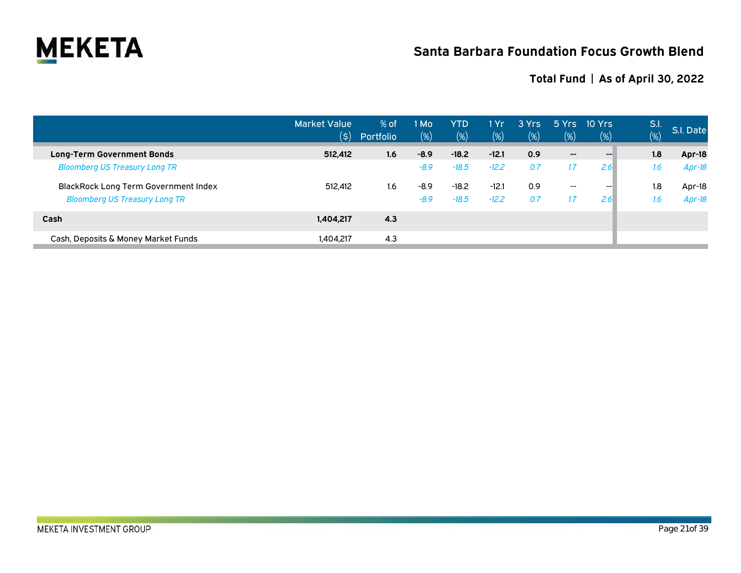# Santa Barbara Foundation Focus Growth Blend

## Total Fund | As of April 30, 2022

| | Market Value ($) | % of Portfolio | 1 Mo (%) | YTD (%) | 1 Yr (%) | 3 Yrs (%) | 5 Yrs (%) | 10 Yrs (%) | S.I. (%) | S.I. Date |
|---|---|---|---|---|---|---|---|---|---|---|
| **Long-Term Government Bonds** | **512,412** | **1.6** | **-8.9** | **-18.2** | **-12.1** | **0.9** | **--** | **--** | **1.8** | **Apr-18** |
| *Bloomberg US Treasury Long TR* | | | *-8.9* | *-18.5* | *-12.2* | *0.7* | *1.7* | *2.6* | *1.6* | *Apr-18* |
| BlackRock Long Term Government Index | 512,412 | 1.6 | -8.9 | -18.2 | -12.1 | 0.9 | -- | -- | 1.8 | Apr-18 |
| *Bloomberg US Treasury Long TR* | | | *-8.9* | *-18.5* | *-12.2* | *0.7* | *1.7* | *2.6* | *1.6* | *Apr-18* |
| **Cash** | **1,404,217** | **4.3** | | | | | | | | |
| Cash, Deposits & Money Market Funds | 1,404,217 | 4.3 | | | | | | | | |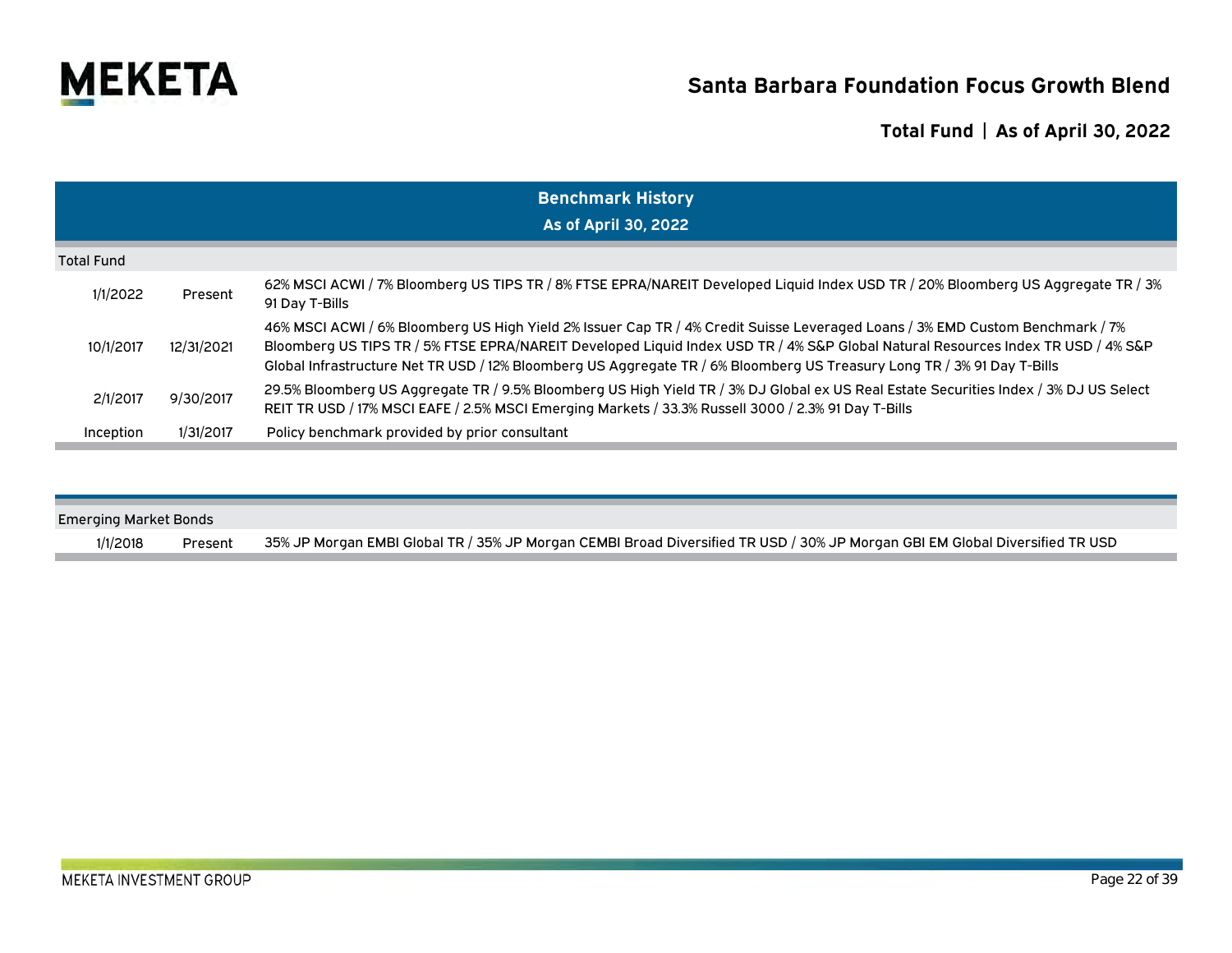# Santa Barbara Foundation Focus Growth Blend

## Total Fund | As of April 30, 2022

### Benchmark History
### As of April 30, 2022

| Total Fund | | |
|---|---|---|
| 1/1/2022 | Present | 62% MSCI ACWI / 7% Bloomberg US TIPS TR / 8% FTSE EPRA/NAREIT Developed Liquid Index USD TR / 20% Bloomberg US Aggregate TR / 3% 91 Day T-Bills |
| 10/1/2017 | 12/31/2021 | 46% MSCI ACWI / 6% Bloomberg US High Yield 2% Issuer Cap TR / 4% Credit Suisse Leveraged Loans / 3% EMD Custom Benchmark / 7% Bloomberg US TIPS TR / 5% FTSE EPRA/NAREIT Developed Liquid Index USD TR / 4% S&P Global Natural Resources Index TR USD / 4% S&P Global Infrastructure Net TR USD / 12% Bloomberg US Aggregate TR / 6% Bloomberg US Treasury Long TR / 3% 91 Day T-Bills |
| 2/1/2017 | 9/30/2017 | 29.5% Bloomberg US Aggregate TR / 9.5% Bloomberg US High Yield TR / 3% DJ Global ex US Real Estate Securities Index / 3% DJ US Select REIT TR USD / 17% MSCI EAFE / 2.5% MSCI Emerging Markets / 33.3% Russell 3000 / 2.3% 91 Day T-Bills |
| Inception | 1/31/2017 | Policy benchmark provided by prior consultant |

| Emerging Market Bonds | | |
|---|---|---|
| 1/1/2018 | Present | 35% JP Morgan EMBI Global TR / 35% JP Morgan CEMBI Broad Diversified TR USD / 30% JP Morgan GBI EM Global Diversified TR USD |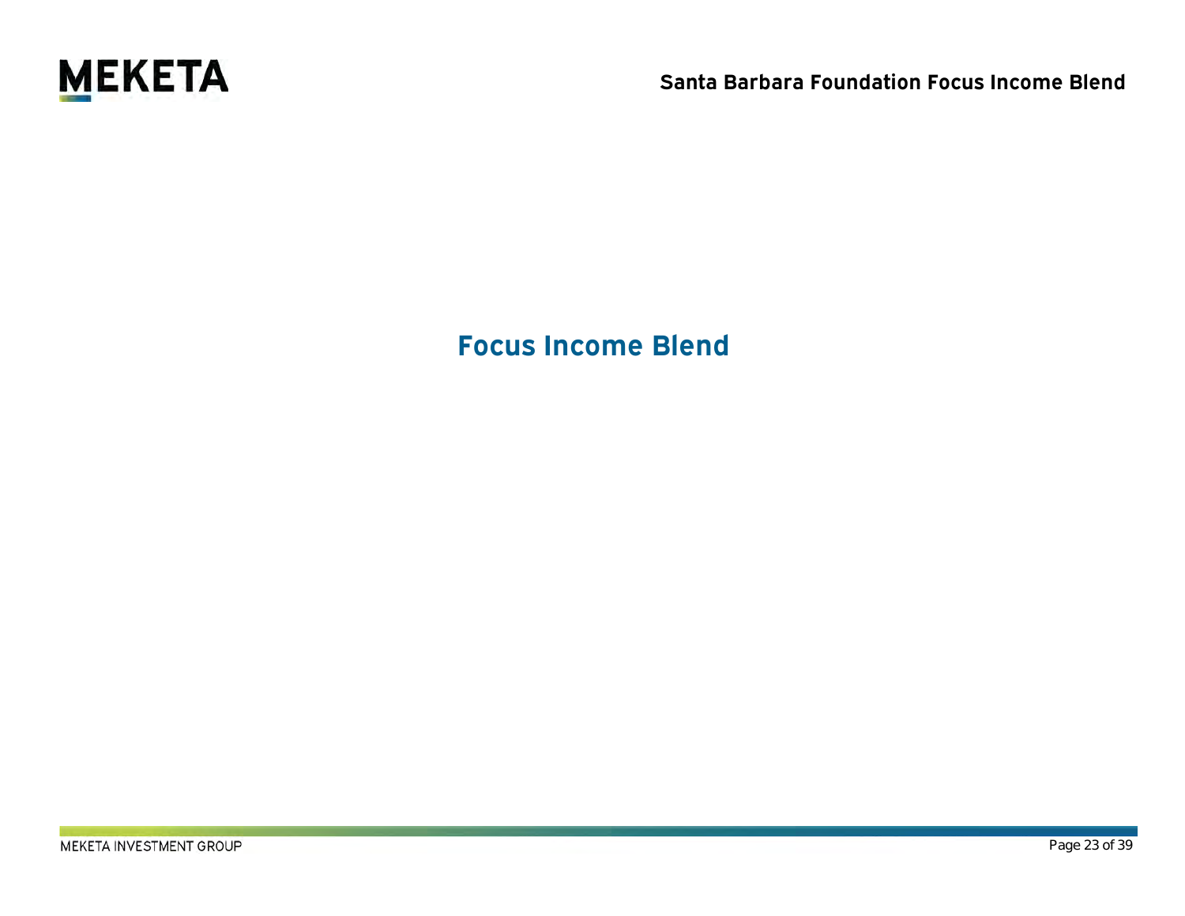# Focus Income Blend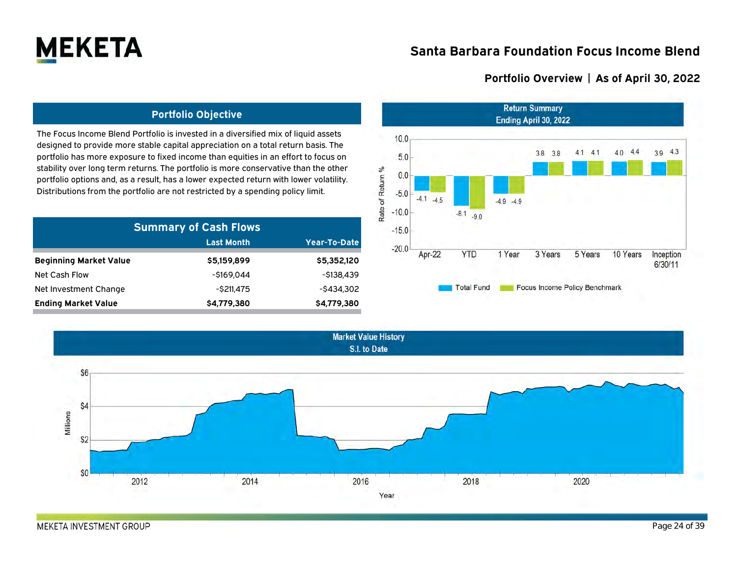# Santa Barbara Foundation Focus Income Blend

## Portfolio Overview | As of April 30, 2022

### Portfolio Objective

The Focus Income Blend Portfolio is invested in a diversified mix of liquid assets designed to provide more stable capital appreciation on a total return basis. The portfolio has more exposure to fixed income than equities in an effort to focus on stability over long term returns. The portfolio is more conservative than the other portfolio options and, as a result, has a lower expected return with lower volatility. Distributions from the portfolio are not restricted by a spending policy limit.

### Summary of Cash Flows

| | Last Month | Year-To-Date |
|---|---|---|
| **Beginning Market Value** | **$5,159,899** | **$5,352,120** |
| Net Cash Flow | -$169,044 | -$138,439 |
| Net Investment Change | -$211,475 | -$434,302 |
| **Ending Market Value** | **$4,779,380** | **$4,779,380** |

### Return Summary
### Ending April 30, 2022

| Rate of Return % | Apr-22 | YTD | 1 Year | 3 Years | 5 Years | 10 Years | Inception 6/30/11 |
|---|---|---|---|---|---|---|---|
| Total Fund | -4.1 | -8.1 | -4.9 | 3.8 | 4.1 | 4.0 | 3.9 |
| Focus Income Policy Benchmark | -4.5 | -9.0 | -4.9 | 3.8 | 4.1 | 4.4 | 4.3 |

### Market Value History
### S.I. to Date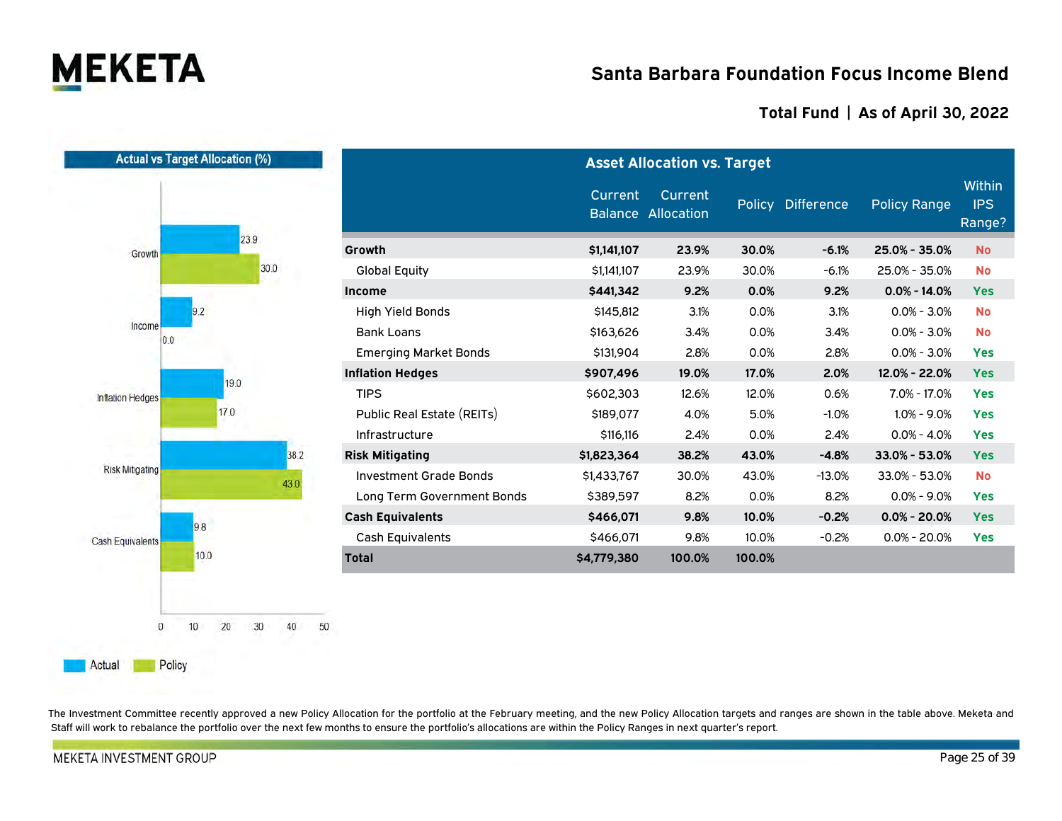# Santa Barbara Foundation Focus Income Blend

## Total Fund | As of April 30, 2022

**Actual vs Target Allocation (%)**

| | Actual | Policy |
|---|---|---|
| Growth | 23.9 | 30.0 |
| Income | 9.2 | 0.0 |
| Inflation Hedges | 19.0 | 17.0 |
| Risk Mitigating | 38.2 | 43.0 |
| Cash Equivalents | 9.8 | 10.0 |

**Asset Allocation vs. Target**

| | Current Balance | Current Allocation | Policy | Difference | Policy Range | Within IPS Range? |
|---|---|---|---|---|---|---|
| **Growth** | **$1,141,107** | **23.9%** | **30.0%** | **-6.1%** | **25.0% - 35.0%** | **No** |
| Global Equity | $1,141,107 | 23.9% | 30.0% | -6.1% | 25.0% - 35.0% | No |
| **Income** | **$441,342** | **9.2%** | **0.0%** | **9.2%** | **0.0% - 14.0%** | **Yes** |
| High Yield Bonds | $145,812 | 3.1% | 0.0% | 3.1% | 0.0% - 3.0% | No |
| Bank Loans | $163,626 | 3.4% | 0.0% | 3.4% | 0.0% - 3.0% | No |
| Emerging Market Bonds | $131,904 | 2.8% | 0.0% | 2.8% | 0.0% - 3.0% | Yes |
| **Inflation Hedges** | **$907,496** | **19.0%** | **17.0%** | **2.0%** | **12.0% - 22.0%** | **Yes** |
| TIPS | $602,303 | 12.6% | 12.0% | 0.6% | 7.0% - 17.0% | Yes |
| Public Real Estate (REITs) | $189,077 | 4.0% | 5.0% | -1.0% | 1.0% - 9.0% | Yes |
| Infrastructure | $116,116 | 2.4% | 0.0% | 2.4% | 0.0% - 4.0% | Yes |
| **Risk Mitigating** | **$1,823,364** | **38.2%** | **43.0%** | **-4.8%** | **33.0% - 53.0%** | **Yes** |
| Investment Grade Bonds | $1,433,767 | 30.0% | 43.0% | -13.0% | 33.0% - 53.0% | No |
| Long Term Government Bonds | $389,597 | 8.2% | 0.0% | 8.2% | 0.0% - 9.0% | Yes |
| **Cash Equivalents** | **$466,071** | **9.8%** | **10.0%** | **-0.2%** | **0.0% - 20.0%** | **Yes** |
| Cash Equivalents | $466,071 | 9.8% | 10.0% | -0.2% | 0.0% - 20.0% | Yes |
| **Total** | **$4,779,380** | **100.0%** | **100.0%** | | | |

The Investment Committee recently approved a new Policy Allocation for the portfolio at the February meeting, and the new Policy Allocation targets and ranges are shown in the table above. Meketa and Staff will work to rebalance the portfolio over the next few months to ensure the portfolio's allocations are within the Policy Ranges in next quarter's report.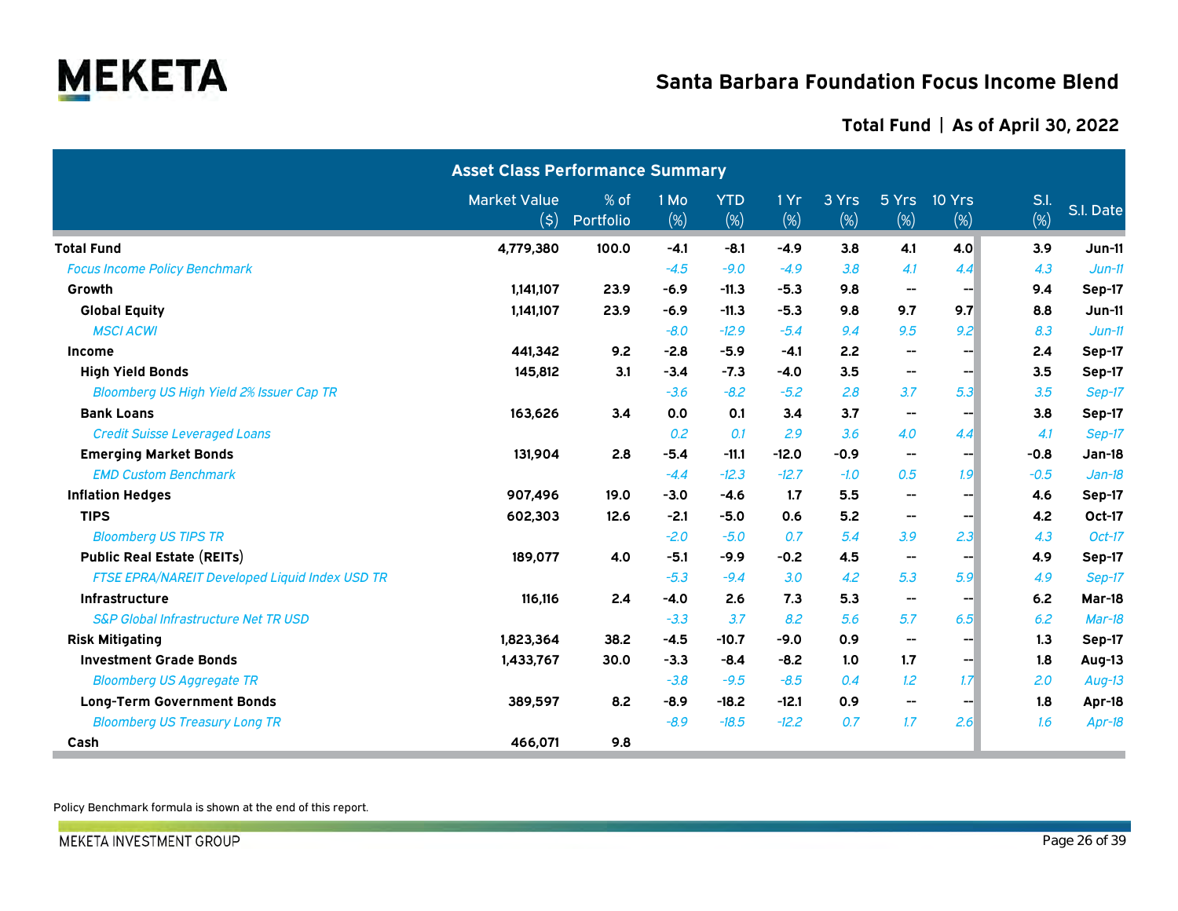# Santa Barbara Foundation Focus Income Blend

## Total Fund | As of April 30, 2022

**Asset Class Performance Summary**

| | Market Value ($) | % of Portfolio | 1 Mo (%) | YTD (%) | 1 Yr (%) | 3 Yrs (%) | 5 Yrs (%) | 10 Yrs (%) | S.I. (%) | S.I. Date |
|---|---|---|---|---|---|---|---|---|---|---|
| **Total Fund** | 4,779,380 | 100.0 | -4.1 | -8.1 | -4.9 | 3.8 | 4.1 | 4.0 | 3.9 | Jun-11 |
| *Focus Income Policy Benchmark* | | | *-4.5* | *-9.0* | *-4.9* | *3.8* | *4.1* | *4.4* | *4.3* | *Jun-11* |
| **Growth** | 1,141,107 | 23.9 | -6.9 | -11.3 | -5.3 | 9.8 | -- | -- | 9.4 | Sep-17 |
| **Global Equity** | 1,141,107 | 23.9 | -6.9 | -11.3 | -5.3 | 9.8 | 9.7 | 9.7 | 8.8 | Jun-11 |
| *MSCI ACWI* | | | *-8.0* | *-12.9* | *-5.4* | *9.4* | *9.5* | *9.2* | *8.3* | *Jun-11* |
| **Income** | 441,342 | 9.2 | -2.8 | -5.9 | -4.1 | 2.2 | -- | -- | 2.4 | Sep-17 |
| **High Yield Bonds** | 145,812 | 3.1 | -3.4 | -7.3 | -4.0 | 3.5 | -- | -- | 3.5 | Sep-17 |
| *Bloomberg US High Yield 2% Issuer Cap TR* | | | *-3.6* | *-8.2* | *-5.2* | *2.8* | *3.7* | *5.3* | *3.5* | *Sep-17* |
| **Bank Loans** | 163,626 | 3.4 | 0.0 | 0.1 | 3.4 | 3.7 | -- | -- | 3.8 | Sep-17 |
| *Credit Suisse Leveraged Loans* | | | *0.2* | *0.1* | *2.9* | *3.6* | *4.0* | *4.4* | *4.1* | *Sep-17* |
| **Emerging Market Bonds** | 131,904 | 2.8 | -5.4 | -11.1 | -12.0 | -0.9 | -- | -- | -0.8 | Jan-18 |
| *EMD Custom Benchmark* | | | *-4.4* | *-12.3* | *-12.7* | *-1.0* | *0.5* | *1.9* | *-0.5* | *Jan-18* |
| **Inflation Hedges** | 907,496 | 19.0 | -3.0 | -4.6 | 1.7 | 5.5 | -- | -- | 4.6 | Sep-17 |
| **TIPS** | 602,303 | 12.6 | -2.1 | -5.0 | 0.6 | 5.2 | -- | -- | 4.2 | Oct-17 |
| *Bloomberg US TIPS TR* | | | *-2.0* | *-5.0* | *0.7* | *5.4* | *3.9* | *2.3* | *4.3* | *Oct-17* |
| **Public Real Estate (REITs)** | 189,077 | 4.0 | -5.1 | -9.9 | -0.2 | 4.5 | -- | -- | 4.9 | Sep-17 |
| *FTSE EPRA/NAREIT Developed Liquid Index USD TR* | | | *-5.3* | *-9.4* | *3.0* | *4.2* | *5.3* | *5.9* | *4.9* | *Sep-17* |
| **Infrastructure** | 116,116 | 2.4 | -4.0 | 2.6 | 7.3 | 5.3 | -- | -- | 6.2 | Mar-18 |
| *S&P Global Infrastructure Net TR USD* | | | *-3.3* | *3.7* | *8.2* | *5.6* | *5.7* | *6.5* | *6.2* | *Mar-18* |
| **Risk Mitigating** | 1,823,364 | 38.2 | -4.5 | -10.7 | -9.0 | 0.9 | -- | -- | 1.3 | Sep-17 |
| **Investment Grade Bonds** | 1,433,767 | 30.0 | -3.3 | -8.4 | -8.2 | 1.0 | 1.7 | -- | 1.8 | Aug-13 |
| *Bloomberg US Aggregate TR* | | | *-3.8* | *-9.5* | *-8.5* | *0.4* | *1.2* | *1.7* | *2.0* | *Aug-13* |
| **Long-Term Government Bonds** | 389,597 | 8.2 | -8.9 | -18.2 | -12.1 | 0.9 | -- | -- | 1.8 | Apr-18 |
| *Bloomberg US Treasury Long TR* | | | *-8.9* | *-18.5* | *-12.2* | *0.7* | *1.7* | *2.6* | *1.6* | *Apr-18* |
| **Cash** | 466,071 | 9.8 | | | | | | | | |

Policy Benchmark formula is shown at the end of this report.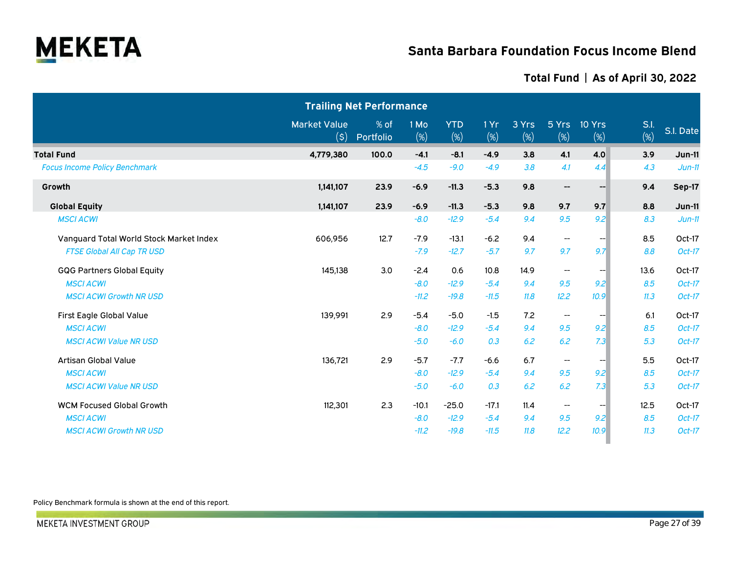# Santa Barbara Foundation Focus Income Blend

## Total Fund | As of April 30, 2022

| Trailing Net Performance | | | | | | | | | | |
|---|---|---|---|---|---|---|---|---|---|---|
| | Market Value ($) | % of Portfolio | 1 Mo (%) | YTD (%) | 1 Yr (%) | 3 Yrs (%) | 5 Yrs (%) | 10 Yrs (%) | S.I. (%) | S.I. Date |
| **Total Fund** | **4,779,380** | **100.0** | **-4.1** | **-8.1** | **-4.9** | **3.8** | **4.1** | **4.0** | **3.9** | **Jun-11** |
| *Focus Income Policy Benchmark* | | | *-4.5* | *-9.0* | *-4.9* | *3.8* | *4.1* | *4.4* | *4.3* | *Jun-11* |
| **Growth** | **1,141,107** | **23.9** | **-6.9** | **-11.3** | **-5.3** | **9.8** | **--** | **--** | **9.4** | **Sep-17** |
| **Global Equity** | **1,141,107** | **23.9** | **-6.9** | **-11.3** | **-5.3** | **9.8** | **9.7** | **9.7** | **8.8** | **Jun-11** |
| *MSCI ACWI* | | | *-8.0* | *-12.9* | *-5.4* | *9.4* | *9.5* | *9.2* | *8.3* | *Jun-11* |
| Vanguard Total World Stock Market Index | 606,956 | 12.7 | -7.9 | -13.1 | -6.2 | 9.4 | -- | -- | 8.5 | Oct-17 |
| *FTSE Global All Cap TR USD* | | | *-7.9* | *-12.7* | *-5.7* | *9.7* | *9.7* | *9.7* | *8.8* | *Oct-17* |
| GQG Partners Global Equity | 145,138 | 3.0 | -2.4 | 0.6 | 10.8 | 14.9 | -- | -- | 13.6 | Oct-17 |
| *MSCI ACWI* | | | *-8.0* | *-12.9* | *-5.4* | *9.4* | *9.5* | *9.2* | *8.5* | *Oct-17* |
| *MSCI ACWI Growth NR USD* | | | *-11.2* | *-19.8* | *-11.5* | *11.8* | *12.2* | *10.9* | *11.3* | *Oct-17* |
| First Eagle Global Value | 139,991 | 2.9 | -5.4 | -5.0 | -1.5 | 7.2 | -- | -- | 6.1 | Oct-17 |
| *MSCI ACWI* | | | *-8.0* | *-12.9* | *-5.4* | *9.4* | *9.5* | *9.2* | *8.5* | *Oct-17* |
| *MSCI ACWI Value NR USD* | | | *-5.0* | *-6.0* | *0.3* | *6.2* | *6.2* | *7.3* | *5.3* | *Oct-17* |
| Artisan Global Value | 136,721 | 2.9 | -5.7 | -7.7 | -6.6 | 6.7 | -- | -- | 5.5 | Oct-17 |
| *MSCI ACWI* | | | *-8.0* | *-12.9* | *-5.4* | *9.4* | *9.5* | *9.2* | *8.5* | *Oct-17* |
| *MSCI ACWI Value NR USD* | | | *-5.0* | *-6.0* | *0.3* | *6.2* | *6.2* | *7.3* | *5.3* | *Oct-17* |
| WCM Focused Global Growth | 112,301 | 2.3 | -10.1 | -25.0 | -17.1 | 11.4 | -- | -- | 12.5 | Oct-17 |
| *MSCI ACWI* | | | *-8.0* | *-12.9* | *-5.4* | *9.4* | *9.5* | *9.2* | *8.5* | *Oct-17* |
| *MSCI ACWI Growth NR USD* | | | *-11.2* | *-19.8* | *-11.5* | *11.8* | *12.2* | *10.9* | *11.3* | *Oct-17* |

Policy Benchmark formula is shown at the end of this report.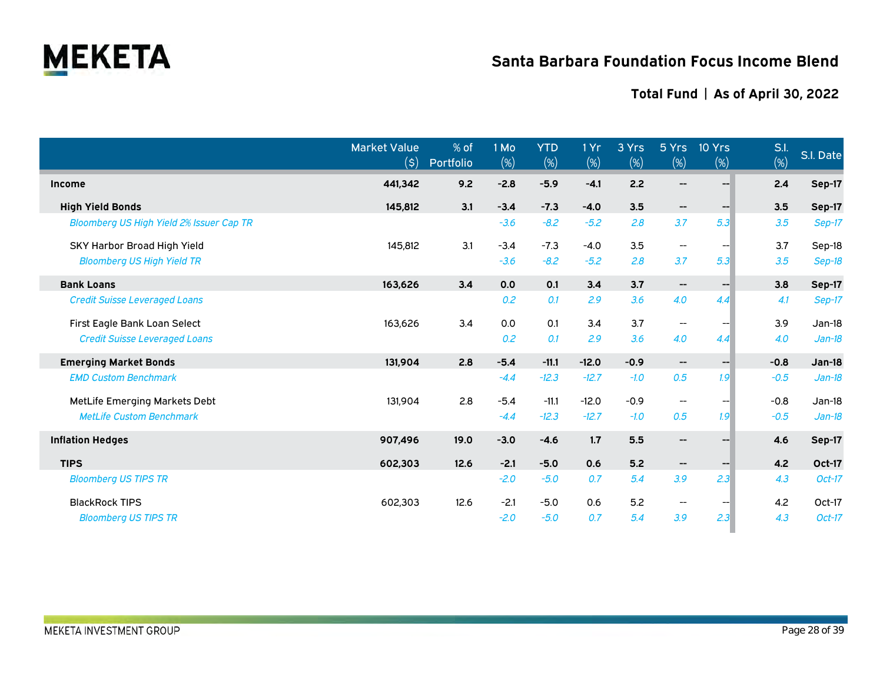# Santa Barbara Foundation Focus Income Blend

## Total Fund | As of April 30, 2022

| | Market Value ($) | % of Portfolio | 1 Mo (%) | YTD (%) | 1 Yr (%) | 3 Yrs (%) | 5 Yrs (%) | 10 Yrs (%) | S.I. (%) | S.I. Date |
|---|---|---|---|---|---|---|---|---|---|---|
| **Income** | **441,342** | **9.2** | **-2.8** | **-5.9** | **-4.1** | **2.2** | **--** | **--** | **2.4** | **Sep-17** |
| **High Yield Bonds** | **145,812** | **3.1** | **-3.4** | **-7.3** | **-4.0** | **3.5** | **--** | **--** | **3.5** | **Sep-17** |
| *Bloomberg US High Yield 2% Issuer Cap TR* | | | *-3.6* | *-8.2* | *-5.2* | *2.8* | *3.7* | *5.3* | *3.5* | *Sep-17* |
| SKY Harbor Broad High Yield | 145,812 | 3.1 | -3.4 | -7.3 | -4.0 | 3.5 | -- | -- | 3.7 | Sep-18 |
| *Bloomberg US High Yield TR* | | | *-3.6* | *-8.2* | *-5.2* | *2.8* | *3.7* | *5.3* | *3.5* | *Sep-18* |
| **Bank Loans** | **163,626** | **3.4** | **0.0** | **0.1** | **3.4** | **3.7** | **--** | **--** | **3.8** | **Sep-17** |
| *Credit Suisse Leveraged Loans* | | | *0.2* | *0.1* | *2.9* | *3.6* | *4.0* | *4.4* | *4.1* | *Sep-17* |
| First Eagle Bank Loan Select | 163,626 | 3.4 | 0.0 | 0.1 | 3.4 | 3.7 | -- | -- | 3.9 | Jan-18 |
| *Credit Suisse Leveraged Loans* | | | *0.2* | *0.1* | *2.9* | *3.6* | *4.0* | *4.4* | *4.0* | *Jan-18* |
| **Emerging Market Bonds** | **131,904** | **2.8** | **-5.4** | **-11.1** | **-12.0** | **-0.9** | **--** | **--** | **-0.8** | **Jan-18** |
| *EMD Custom Benchmark* | | | *-4.4* | *-12.3* | *-12.7* | *-1.0* | *0.5* | *1.9* | *-0.5* | *Jan-18* |
| MetLife Emerging Markets Debt | 131,904 | 2.8 | -5.4 | -11.1 | -12.0 | -0.9 | -- | -- | -0.8 | Jan-18 |
| *MetLife Custom Benchmark* | | | *-4.4* | *-12.3* | *-12.7* | *-1.0* | *0.5* | *1.9* | *-0.5* | *Jan-18* |
| **Inflation Hedges** | **907,496** | **19.0** | **-3.0** | **-4.6** | **1.7** | **5.5** | **--** | **--** | **4.6** | **Sep-17** |
| **TIPS** | **602,303** | **12.6** | **-2.1** | **-5.0** | **0.6** | **5.2** | **--** | **--** | **4.2** | **Oct-17** |
| *Bloomberg US TIPS TR* | | | *-2.0* | *-5.0* | *0.7* | *5.4* | *3.9* | *2.3* | *4.3* | *Oct-17* |
| BlackRock TIPS | 602,303 | 12.6 | -2.1 | -5.0 | 0.6 | 5.2 | -- | -- | 4.2 | Oct-17 |
| *Bloomberg US TIPS TR* | | | *-2.0* | *-5.0* | *0.7* | *5.4* | *3.9* | *2.3* | *4.3* | *Oct-17* |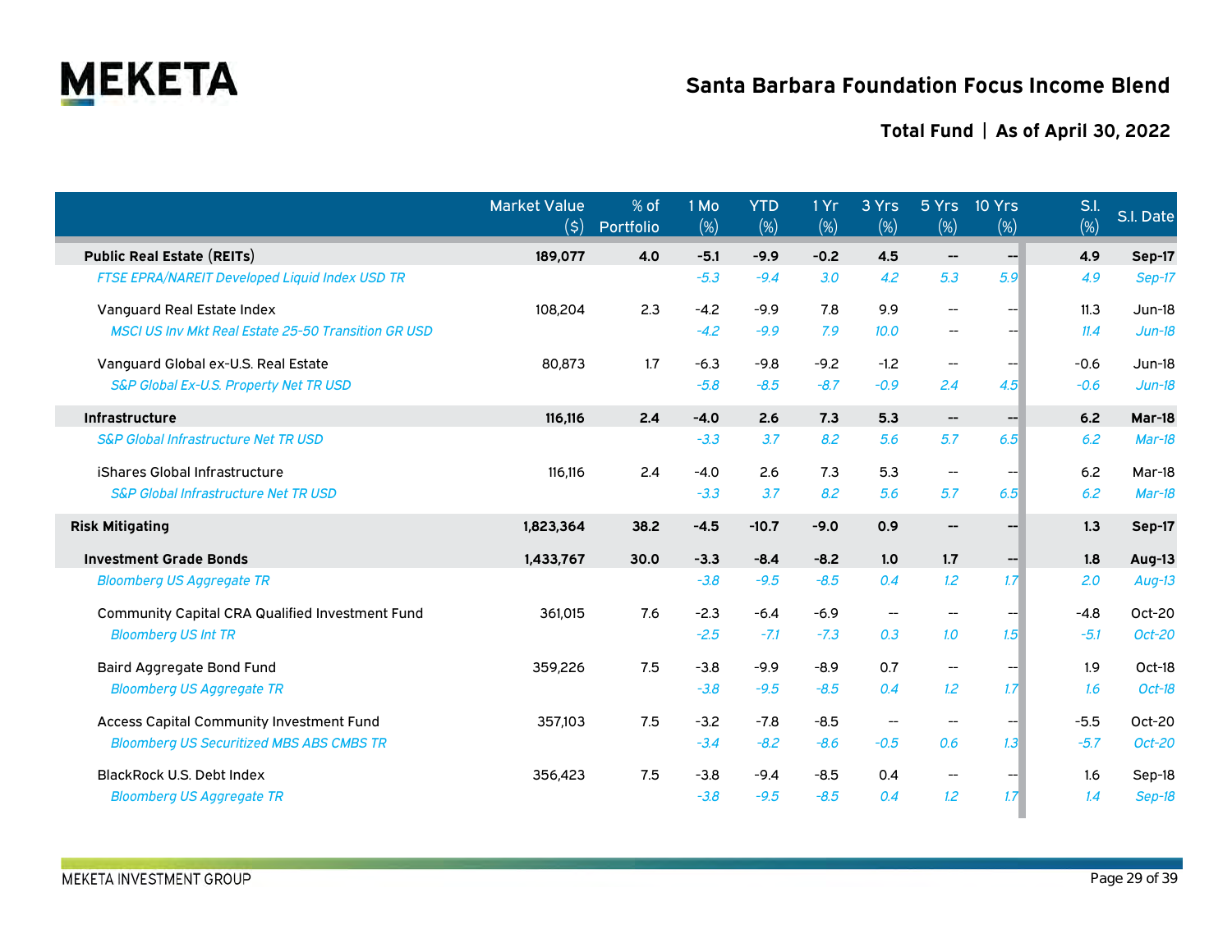# Santa Barbara Foundation Focus Income Blend

## Total Fund | As of April 30, 2022

| | Market Value ($) | % of Portfolio | 1 Mo (%) | YTD (%) | 1 Yr (%) | 3 Yrs (%) | 5 Yrs (%) | 10 Yrs (%) | S.I. (%) | S.I. Date |
|---|---|---|---|---|---|---|---|---|---|---|
| **Public Real Estate (REITs)** | **189,077** | **4.0** | **-5.1** | **-9.9** | **-0.2** | **4.5** | **--** | **--** | **4.9** | **Sep-17** |
| *FTSE EPRA/NAREIT Developed Liquid Index USD TR* | | | *-5.3* | *-9.4* | *3.0* | *4.2* | *5.3* | *5.9* | *4.9* | *Sep-17* |
| Vanguard Real Estate Index | 108,204 | 2.3 | -4.2 | -9.9 | 7.8 | 9.9 | -- | -- | 11.3 | Jun-18 |
| *MSCI US Inv Mkt Real Estate 25-50 Transition GR USD* | | | *-4.2* | *-9.9* | *7.9* | *10.0* | *--* | *--* | *11.4* | *Jun-18* |
| Vanguard Global ex-U.S. Real Estate | 80,873 | 1.7 | -6.3 | -9.8 | -9.2 | -1.2 | -- | -- | -0.6 | Jun-18 |
| *S&P Global Ex-U.S. Property Net TR USD* | | | *-5.8* | *-8.5* | *-8.7* | *-0.9* | *2.4* | *4.5* | *-0.6* | *Jun-18* |
| **Infrastructure** | **116,116** | **2.4** | **-4.0** | **2.6** | **7.3** | **5.3** | **--** | **--** | **6.2** | **Mar-18** |
| *S&P Global Infrastructure Net TR USD* | | | *-3.3* | *3.7* | *8.2* | *5.6* | *5.7* | *6.5* | *6.2* | *Mar-18* |
| iShares Global Infrastructure | 116,116 | 2.4 | -4.0 | 2.6 | 7.3 | 5.3 | -- | -- | 6.2 | Mar-18 |
| *S&P Global Infrastructure Net TR USD* | | | *-3.3* | *3.7* | *8.2* | *5.6* | *5.7* | *6.5* | *6.2* | *Mar-18* |
| **Risk Mitigating** | **1,823,364** | **38.2** | **-4.5** | **-10.7** | **-9.0** | **0.9** | **--** | **--** | **1.3** | **Sep-17** |
| **Investment Grade Bonds** | **1,433,767** | **30.0** | **-3.3** | **-8.4** | **-8.2** | **1.0** | **1.7** | **--** | **1.8** | **Aug-13** |
| *Bloomberg US Aggregate TR* | | | *-3.8* | *-9.5* | *-8.5* | *0.4* | *1.2* | *1.7* | *2.0* | *Aug-13* |
| Community Capital CRA Qualified Investment Fund | 361,015 | 7.6 | -2.3 | -6.4 | -6.9 | -- | -- | -- | -4.8 | Oct-20 |
| *Bloomberg US Int TR* | | | *-2.5* | *-7.1* | *-7.3* | *0.3* | *1.0* | *1.5* | *-5.1* | *Oct-20* |
| Baird Aggregate Bond Fund | 359,226 | 7.5 | -3.8 | -9.9 | -8.9 | 0.7 | -- | -- | 1.9 | Oct-18 |
| *Bloomberg US Aggregate TR* | | | *-3.8* | *-9.5* | *-8.5* | *0.4* | *1.2* | *1.7* | *1.6* | *Oct-18* |
| Access Capital Community Investment Fund | 357,103 | 7.5 | -3.2 | -7.8 | -8.5 | -- | -- | -- | -5.5 | Oct-20 |
| *Bloomberg US Securitized MBS ABS CMBS TR* | | | *-3.4* | *-8.2* | *-8.6* | *-0.5* | *0.6* | *1.3* | *-5.7* | *Oct-20* |
| BlackRock U.S. Debt Index | 356,423 | 7.5 | -3.8 | -9.4 | -8.5 | 0.4 | -- | -- | 1.6 | Sep-18 |
| *Bloomberg US Aggregate TR* | | | *-3.8* | *-9.5* | *-8.5* | *0.4* | *1.2* | *1.7* | *1.4* | *Sep-18* |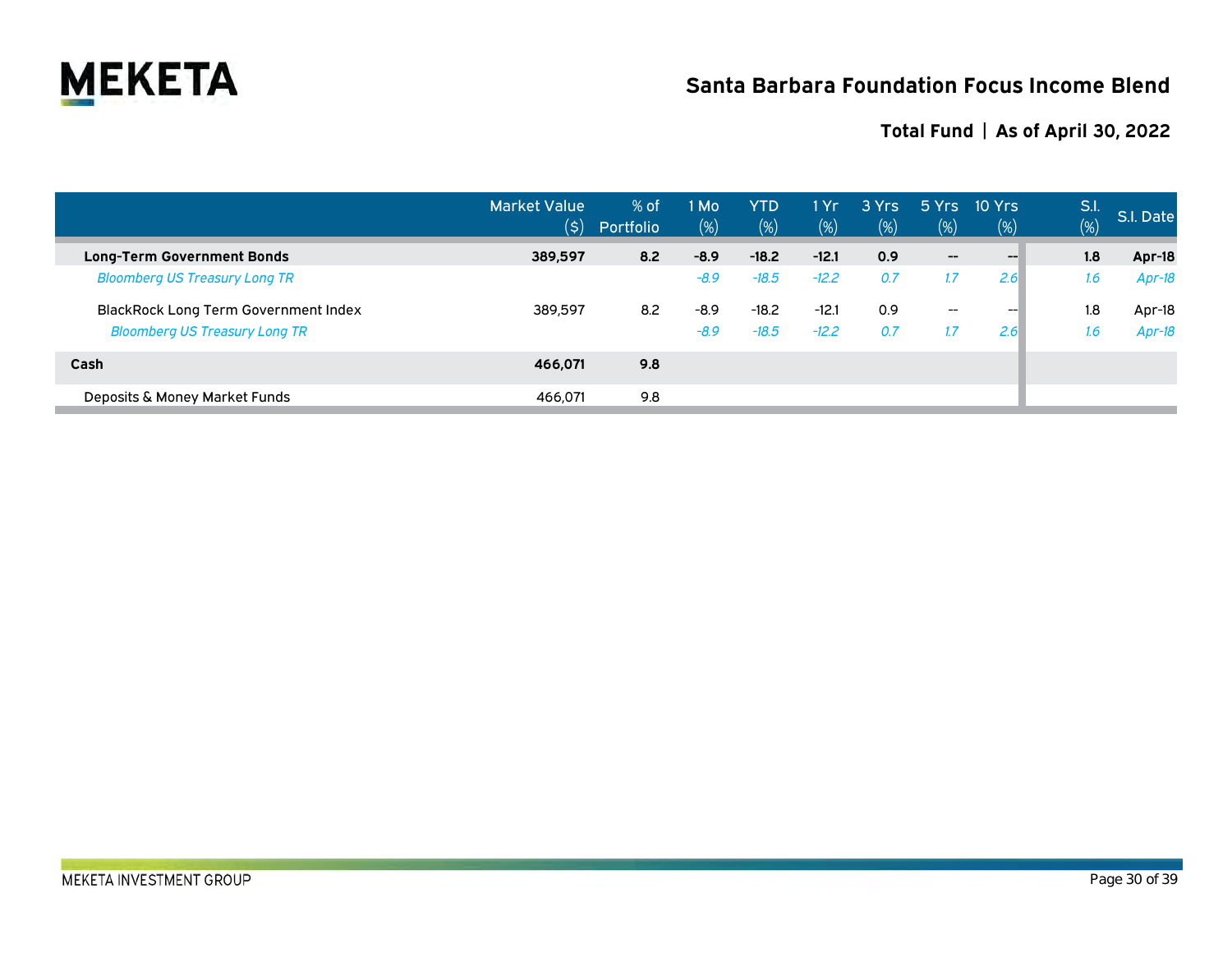## Santa Barbara Foundation Focus Income Blend

### Total Fund | As of April 30, 2022

| | Market Value ($) | % of Portfolio | 1 Mo (%) | YTD (%) | 1 Yr (%) | 3 Yrs (%) | 5 Yrs (%) | 10 Yrs (%) | S.I. (%) | S.I. Date |
|---|---|---|---|---|---|---|---|---|---|---|
| **Long-Term Government Bonds** | **389,597** | **8.2** | **-8.9** | **-18.2** | **-12.1** | **0.9** | **--** | **--** | **1.8** | **Apr-18** |
| *Bloomberg US Treasury Long TR* | | | *-8.9* | *-18.5* | *-12.2* | *0.7* | *1.7* | *2.6* | *1.6* | *Apr-18* |
| BlackRock Long Term Government Index | 389,597 | 8.2 | -8.9 | -18.2 | -12.1 | 0.9 | -- | -- | 1.8 | Apr-18 |
| *Bloomberg US Treasury Long TR* | | | *-8.9* | *-18.5* | *-12.2* | *0.7* | *1.7* | *2.6* | *1.6* | *Apr-18* |
| **Cash** | **466,071** | **9.8** | | | | | | | | |
| Deposits & Money Market Funds | 466,071 | 9.8 | | | | | | | | |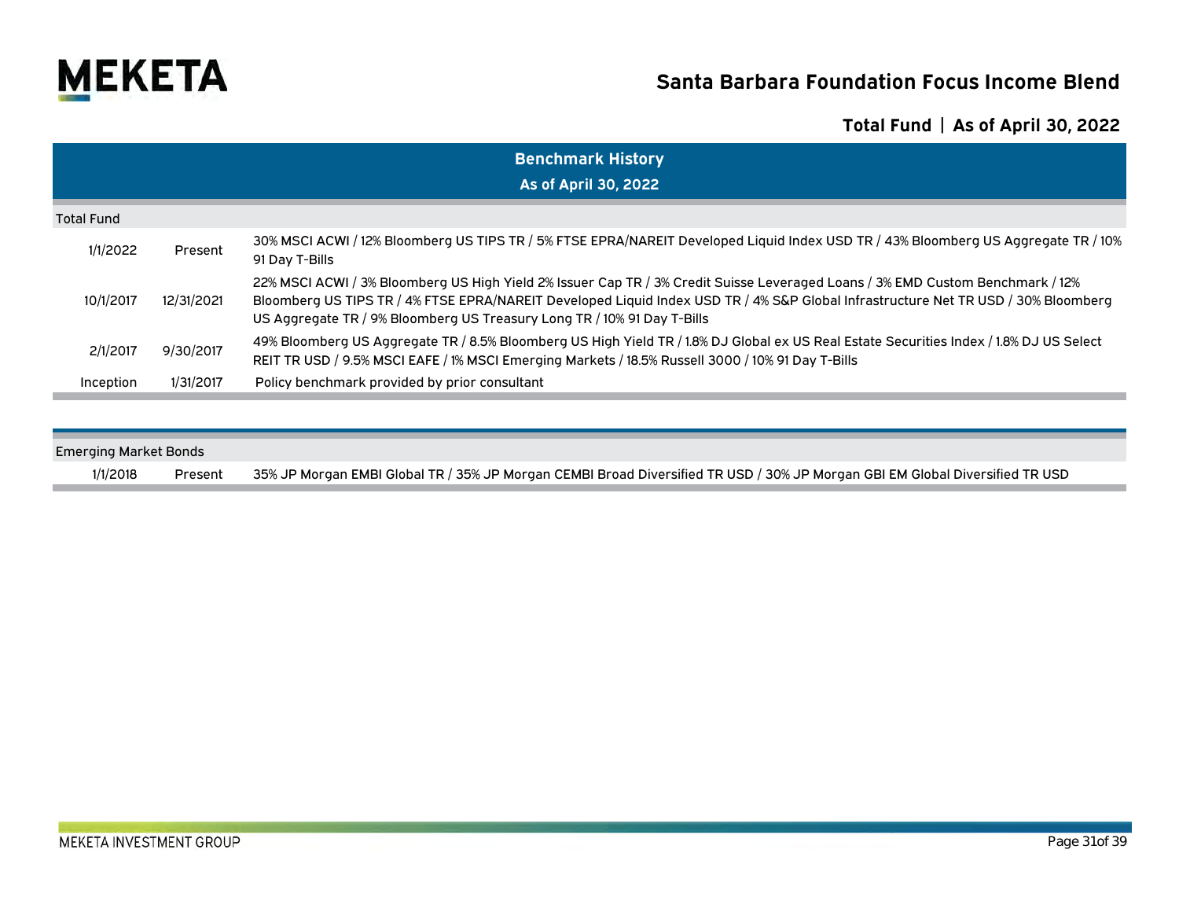## Santa Barbara Foundation Focus Income Blend

### Total Fund | As of April 30, 2022

### Benchmark History
### As of April 30, 2022

| Total Fund | | |
|---|---|---|
| 1/1/2022 | Present | 30% MSCI ACWI / 12% Bloomberg US TIPS TR / 5% FTSE EPRA/NAREIT Developed Liquid Index USD TR / 43% Bloomberg US Aggregate TR / 10% 91 Day T-Bills |
| 10/1/2017 | 12/31/2021 | 22% MSCI ACWI / 3% Bloomberg US High Yield 2% Issuer Cap TR / 3% Credit Suisse Leveraged Loans / 3% EMD Custom Benchmark / 12% Bloomberg US TIPS TR / 4% FTSE EPRA/NAREIT Developed Liquid Index USD TR / 4% S&P Global Infrastructure Net TR USD / 30% Bloomberg US Aggregate TR / 9% Bloomberg US Treasury Long TR / 10% 91 Day T-Bills |
| 2/1/2017 | 9/30/2017 | 49% Bloomberg US Aggregate TR / 8.5% Bloomberg US High Yield TR / 1.8% DJ Global ex US Real Estate Securities Index / 1.8% DJ US Select REIT TR USD / 9.5% MSCI EAFE / 1% MSCI Emerging Markets / 18.5% Russell 3000 / 10% 91 Day T-Bills |
| Inception | 1/31/2017 | Policy benchmark provided by prior consultant |

| Emerging Market Bonds | | |
|---|---|---|
| 1/1/2018 | Present | 35% JP Morgan EMBI Global TR / 35% JP Morgan CEMBI Broad Diversified TR USD / 30% JP Morgan GBI EM Global Diversified TR USD |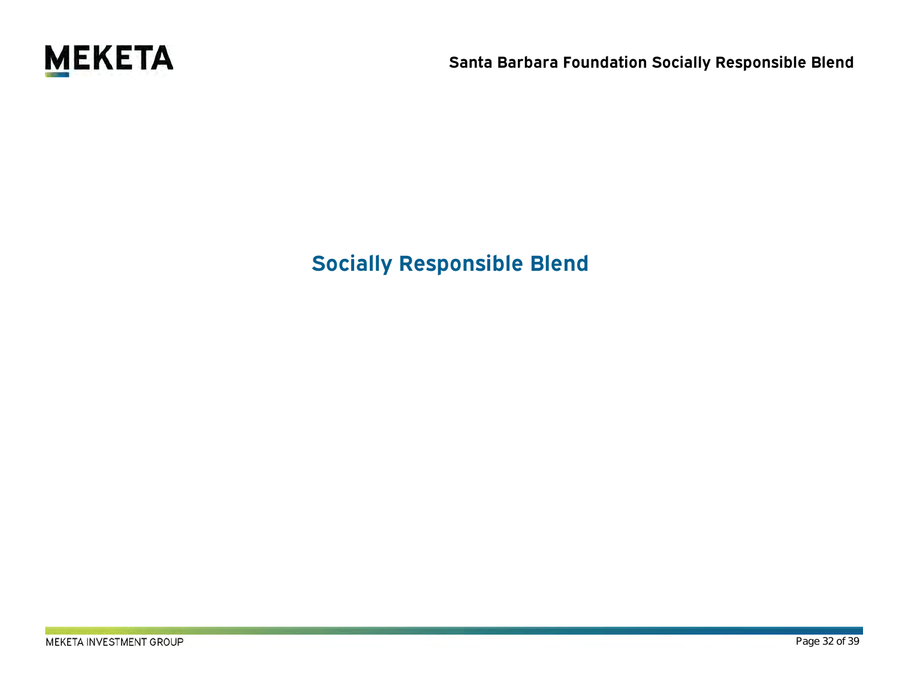# Socially Responsible Blend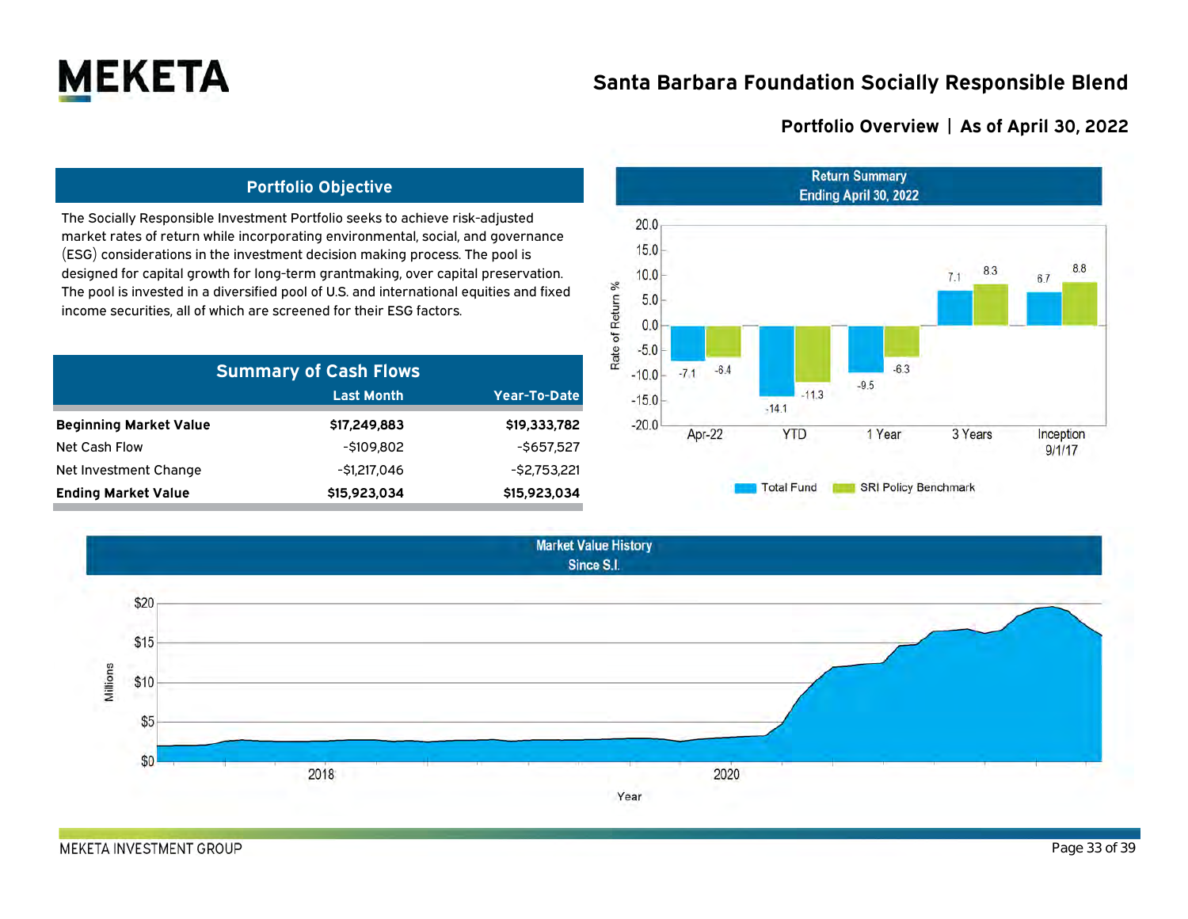# Santa Barbara Foundation Socially Responsible Blend

## Portfolio Overview | As of April 30, 2022

### Portfolio Objective

The Socially Responsible Investment Portfolio seeks to achieve risk-adjusted market rates of return while incorporating environmental, social, and governance (ESG) considerations in the investment decision making process. The pool is designed for capital growth for long-term grantmaking, over capital preservation. The pool is invested in a diversified pool of U.S. and international equities and fixed income securities, all of which are screened for their ESG factors.

### Summary of Cash Flows

| | Last Month | Year-To-Date |
|---|---|---|
| **Beginning Market Value** | **$17,249,883** | **$19,333,782** |
| Net Cash Flow | -$109,802 | -$657,527 |
| Net Investment Change | -$1,217,046 | -$2,753,221 |
| **Ending Market Value** | **$15,923,034** | **$15,923,034** |

### Return Summary
Ending April 30, 2022

| Rate of Return % | Apr-22 | YTD | 1 Year | 3 Years | Inception 9/1/17 |
|---|---|---|---|---|---|
| Total Fund | -7.1 | -14.1 | -9.5 | 7.1 | 6.7 |
| SRI Policy Benchmark | -6.4 | -11.3 | -6.3 | 8.3 | 8.8 |

### Market Value History
Since S.I.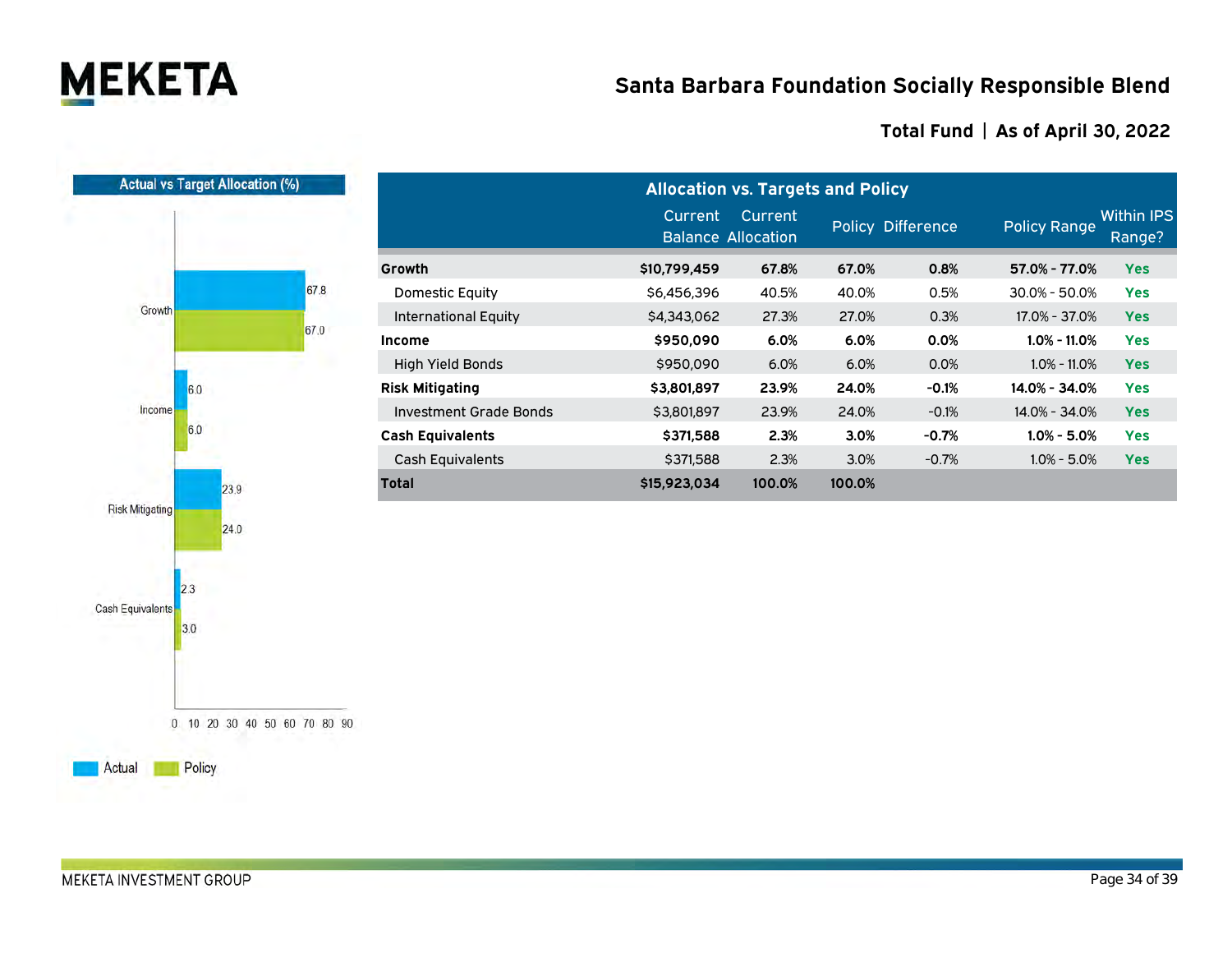# Santa Barbara Foundation Socially Responsible Blend

## Total Fund | As of April 30, 2022

**Actual vs Target Allocation (%)**

| | Actual | Policy |
|---|---|---|
| Growth | 67.8 | 67.0 |
| Income | 6.0 | 6.0 |
| Risk Mitigating | 23.9 | 24.0 |
| Cash Equivalents | 2.3 | 3.0 |

**Allocation vs. Targets and Policy**

| | Current Balance | Current Allocation | Policy | Difference | Policy Range | Within IPS Range? |
|---|---|---|---|---|---|---|
| **Growth** | **$10,799,459** | **67.8%** | **67.0%** | **0.8%** | **57.0% - 77.0%** | **Yes** |
| Domestic Equity | $6,456,396 | 40.5% | 40.0% | 0.5% | 30.0% - 50.0% | Yes |
| International Equity | $4,343,062 | 27.3% | 27.0% | 0.3% | 17.0% - 37.0% | Yes |
| **Income** | **$950,090** | **6.0%** | **6.0%** | **0.0%** | **1.0% - 11.0%** | **Yes** |
| High Yield Bonds | $950,090 | 6.0% | 6.0% | 0.0% | 1.0% - 11.0% | Yes |
| **Risk Mitigating** | **$3,801,897** | **23.9%** | **24.0%** | **-0.1%** | **14.0% - 34.0%** | **Yes** |
| Investment Grade Bonds | $3,801,897 | 23.9% | 24.0% | -0.1% | 14.0% - 34.0% | Yes |
| **Cash Equivalents** | **$371,588** | **2.3%** | **3.0%** | **-0.7%** | **1.0% - 5.0%** | **Yes** |
| Cash Equivalents | $371,588 | 2.3% | 3.0% | -0.7% | 1.0% - 5.0% | Yes |
| **Total** | **$15,923,034** | **100.0%** | **100.0%** | | | |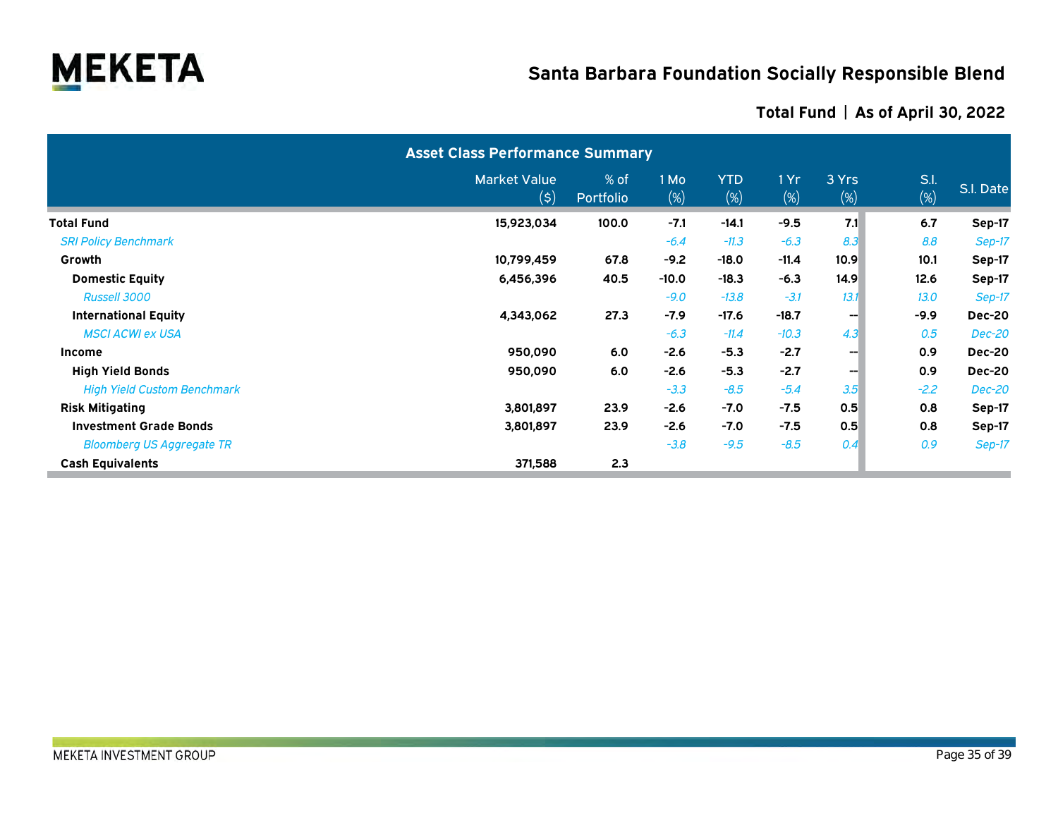# Santa Barbara Foundation Socially Responsible Blend

## Total Fund | As of April 30, 2022

| Asset Class Performance Summary | Market Value ($) | % of Portfolio | 1 Mo (%) | YTD (%) | 1 Yr (%) | 3 Yrs (%) | S.I. (%) | S.I. Date |
|---|---|---|---|---|---|---|---|---|
| **Total Fund** | **15,923,034** | **100.0** | **-7.1** | **-14.1** | **-9.5** | **7.1** | **6.7** | **Sep-17** |
| *SRI Policy Benchmark* | | | *-6.4* | *-11.3* | *-6.3* | *8.3* | *8.8* | *Sep-17* |
| **Growth** | **10,799,459** | **67.8** | **-9.2** | **-18.0** | **-11.4** | **10.9** | **10.1** | **Sep-17** |
| **Domestic Equity** | **6,456,396** | **40.5** | **-10.0** | **-18.3** | **-6.3** | **14.9** | **12.6** | **Sep-17** |
| *Russell 3000* | | | *-9.0* | *-13.8* | *-3.1* | *13.1* | *13.0* | *Sep-17* |
| **International Equity** | **4,343,062** | **27.3** | **-7.9** | **-17.6** | **-18.7** | **--** | **-9.9** | **Dec-20** |
| *MSCI ACWI ex USA* | | | *-6.3* | *-11.4* | *-10.3* | *4.3* | *0.5* | *Dec-20* |
| **Income** | **950,090** | **6.0** | **-2.6** | **-5.3** | **-2.7** | **--** | **0.9** | **Dec-20** |
| **High Yield Bonds** | **950,090** | **6.0** | **-2.6** | **-5.3** | **-2.7** | **--** | **0.9** | **Dec-20** |
| *High Yield Custom Benchmark* | | | *-3.3* | *-8.5* | *-5.4* | *3.5* | *-2.2* | *Dec-20* |
| **Risk Mitigating** | **3,801,897** | **23.9** | **-2.6** | **-7.0** | **-7.5** | **0.5** | **0.8** | **Sep-17** |
| **Investment Grade Bonds** | **3,801,897** | **23.9** | **-2.6** | **-7.0** | **-7.5** | **0.5** | **0.8** | **Sep-17** |
| *Bloomberg US Aggregate TR* | | | *-3.8* | *-9.5* | *-8.5* | *0.4* | *0.9* | *Sep-17* |
| **Cash Equivalents** | **371,588** | **2.3** | | | | | | |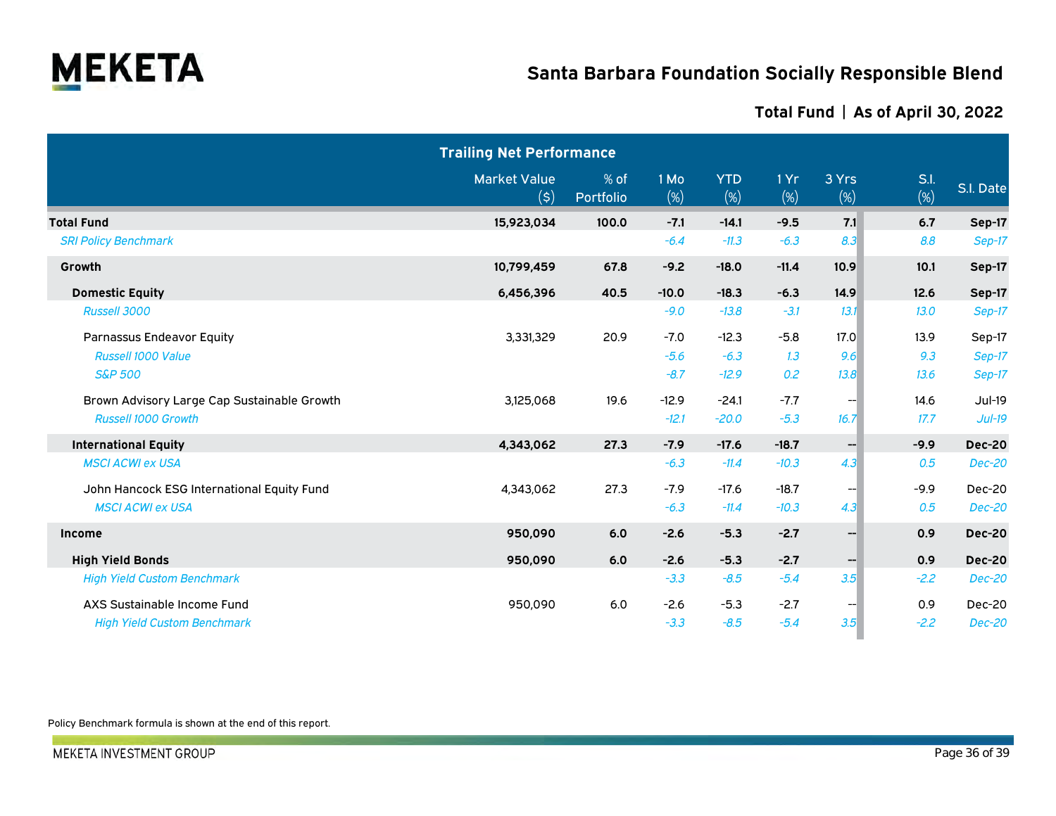# Santa Barbara Foundation Socially Responsible Blend

## Total Fund | As of April 30, 2022

| Trailing Net Performance | Market Value ($) | % of Portfolio | 1 Mo (%) | YTD (%) | 1 Yr (%) | 3 Yrs (%) | S.I. (%) | S.I. Date |
|---|---|---|---|---|---|---|---|---|
| **Total Fund** | **15,923,034** | **100.0** | **-7.1** | **-14.1** | **-9.5** | **7.1** | **6.7** | **Sep-17** |
| *SRI Policy Benchmark* | | | *-6.4* | *-11.3* | *-6.3* | *8.3* | *8.8* | *Sep-17* |
| **Growth** | **10,799,459** | **67.8** | **-9.2** | **-18.0** | **-11.4** | **10.9** | **10.1** | **Sep-17** |
| **Domestic Equity** | **6,456,396** | **40.5** | **-10.0** | **-18.3** | **-6.3** | **14.9** | **12.6** | **Sep-17** |
| *Russell 3000* | | | *-9.0* | *-13.8* | *-3.1* | *13.1* | *13.0* | *Sep-17* |
| Parnassus Endeavor Equity | 3,331,329 | 20.9 | -7.0 | -12.3 | -5.8 | 17.0 | 13.9 | Sep-17 |
| *Russell 1000 Value* | | | *-5.6* | *-6.3* | *1.3* | *9.6* | *9.3* | *Sep-17* |
| *S&P 500* | | | *-8.7* | *-12.9* | *0.2* | *13.8* | *13.6* | *Sep-17* |
| Brown Advisory Large Cap Sustainable Growth | 3,125,068 | 19.6 | -12.9 | -24.1 | -7.7 | -- | 14.6 | Jul-19 |
| *Russell 1000 Growth* | | | *-12.1* | *-20.0* | *-5.3* | *16.7* | *17.7* | *Jul-19* |
| **International Equity** | **4,343,062** | **27.3** | **-7.9** | **-17.6** | **-18.7** | **--** | **-9.9** | **Dec-20** |
| *MSCI ACWI ex USA* | | | *-6.3* | *-11.4* | *-10.3* | *4.3* | *0.5* | *Dec-20* |
| John Hancock ESG International Equity Fund | 4,343,062 | 27.3 | -7.9 | -17.6 | -18.7 | -- | -9.9 | Dec-20 |
| *MSCI ACWI ex USA* | | | *-6.3* | *-11.4* | *-10.3* | *4.3* | *0.5* | *Dec-20* |
| **Income** | **950,090** | **6.0** | **-2.6** | **-5.3** | **-2.7** | **--** | **0.9** | **Dec-20** |
| **High Yield Bonds** | **950,090** | **6.0** | **-2.6** | **-5.3** | **-2.7** | **--** | **0.9** | **Dec-20** |
| *High Yield Custom Benchmark* | | | *-3.3* | *-8.5* | *-5.4* | *3.5* | *-2.2* | *Dec-20* |
| AXS Sustainable Income Fund | 950,090 | 6.0 | -2.6 | -5.3 | -2.7 | -- | 0.9 | Dec-20 |
| *High Yield Custom Benchmark* | | | *-3.3* | *-8.5* | *-5.4* | *3.5* | *-2.2* | *Dec-20* |

Policy Benchmark formula is shown at the end of this report.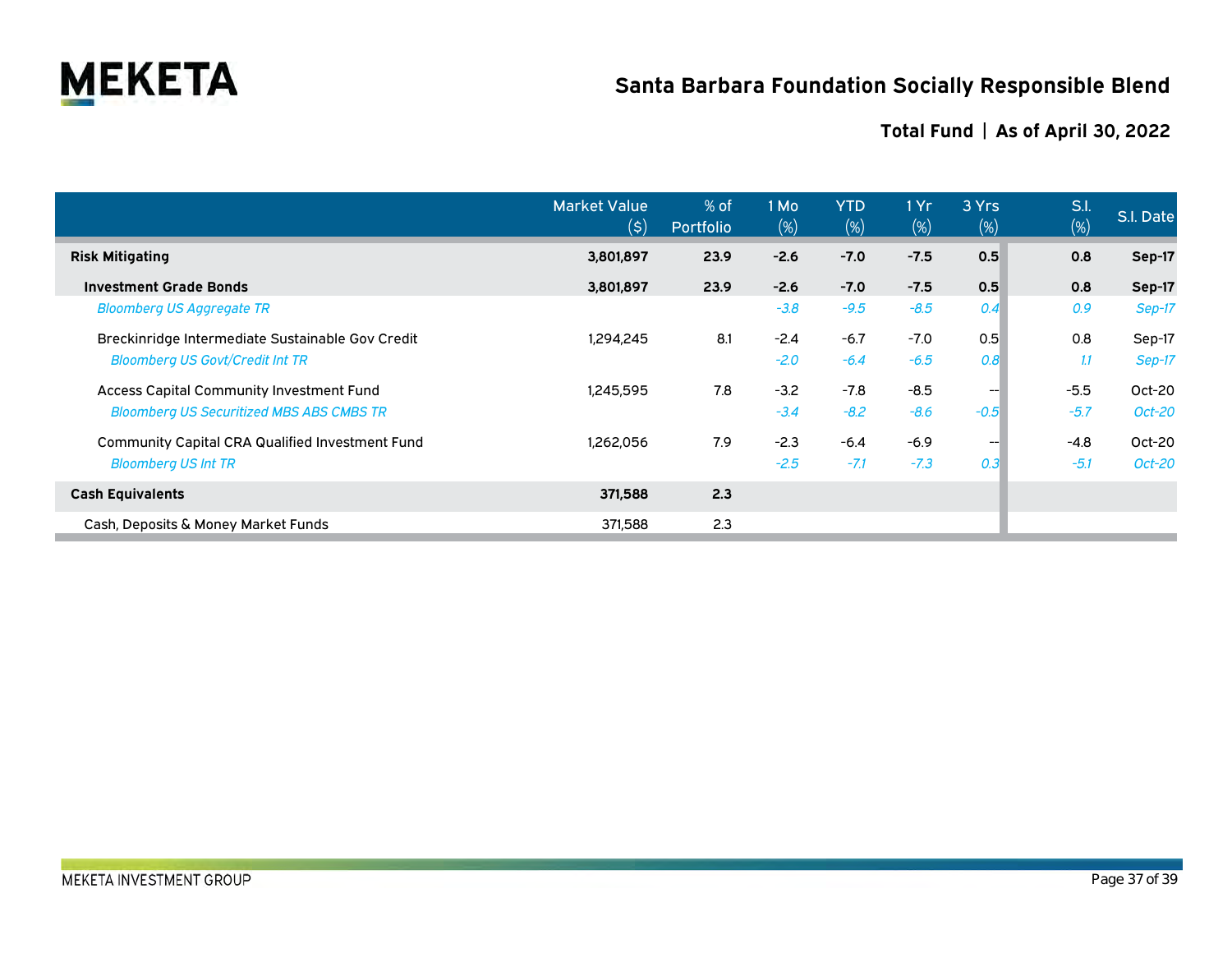# Santa Barbara Foundation Socially Responsible Blend

## Total Fund | As of April 30, 2022

| | Market Value ($) | % of Portfolio | 1 Mo (%) | YTD (%) | 1 Yr (%) | 3 Yrs (%) | S.I. (%) | S.I. Date |
|---|---|---|---|---|---|---|---|---|
| **Risk Mitigating** | **3,801,897** | **23.9** | **-2.6** | **-7.0** | **-7.5** | **0.5** | **0.8** | **Sep-17** |
| **Investment Grade Bonds** | **3,801,897** | **23.9** | **-2.6** | **-7.0** | **-7.5** | **0.5** | **0.8** | **Sep-17** |
| *Bloomberg US Aggregate TR* | | | *-3.8* | *-9.5* | *-8.5* | *0.4* | *0.9* | *Sep-17* |
| Breckinridge Intermediate Sustainable Gov Credit | 1,294,245 | 8.1 | -2.4 | -6.7 | -7.0 | 0.5 | 0.8 | Sep-17 |
| *Bloomberg US Govt/Credit Int TR* | | | *-2.0* | *-6.4* | *-6.5* | *0.8* | *1.1* | *Sep-17* |
| Access Capital Community Investment Fund | 1,245,595 | 7.8 | -3.2 | -7.8 | -8.5 | -- | -5.5 | Oct-20 |
| *Bloomberg US Securitized MBS ABS CMBS TR* | | | *-3.4* | *-8.2* | *-8.6* | *-0.5* | *-5.7* | *Oct-20* |
| Community Capital CRA Qualified Investment Fund | 1,262,056 | 7.9 | -2.3 | -6.4 | -6.9 | -- | -4.8 | Oct-20 |
| *Bloomberg US Int TR* | | | *-2.5* | *-7.1* | *-7.3* | *0.3* | *-5.1* | *Oct-20* |
| **Cash Equivalents** | **371,588** | **2.3** | | | | | | |
| Cash, Deposits & Money Market Funds | 371,588 | 2.3 | | | | | | |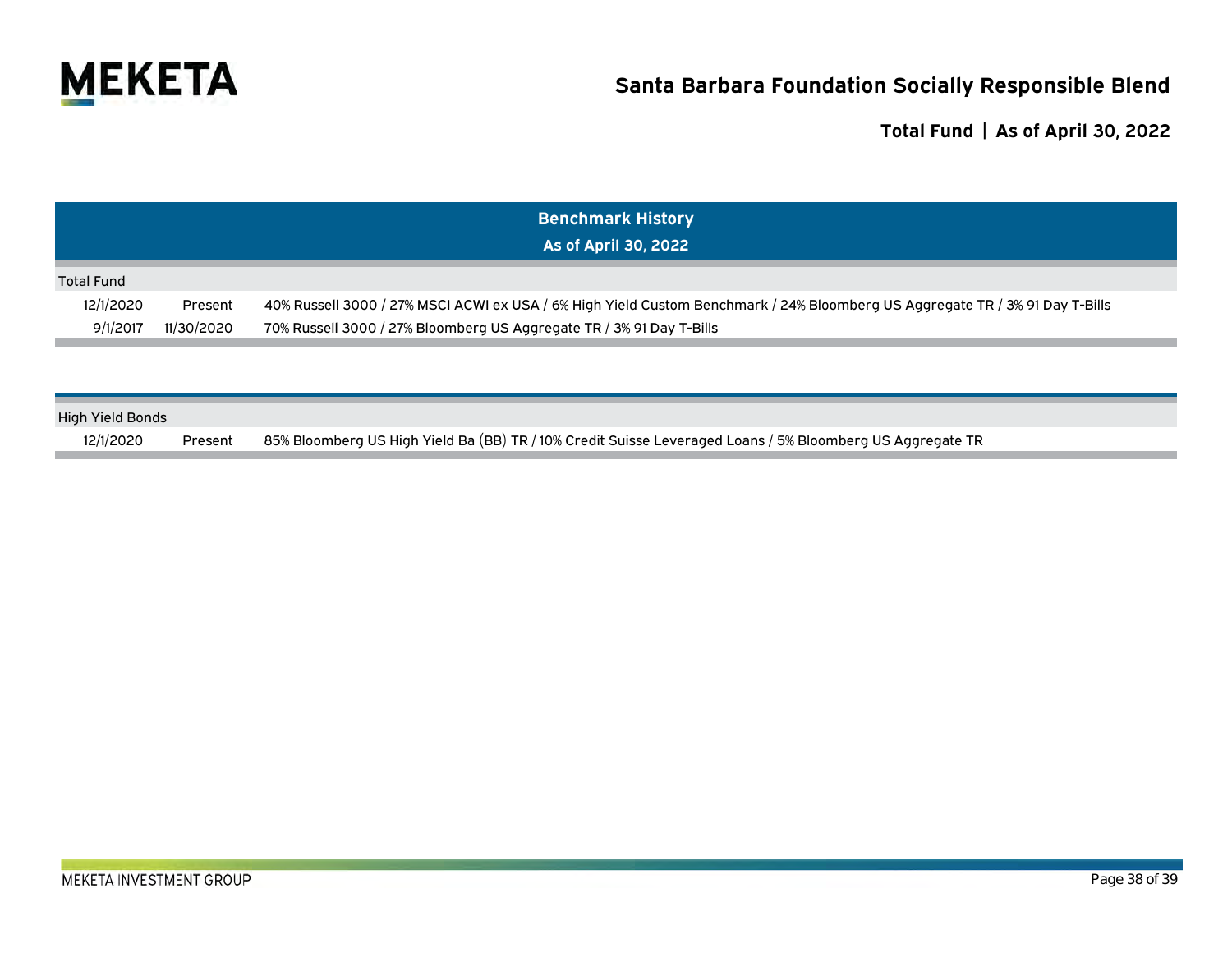# Santa Barbara Foundation Socially Responsible Blend

## Total Fund | As of April 30, 2022

### Benchmark History
### As of April 30, 2022

| Total Fund | | |
|---|---|---|
| 12/1/2020 | Present | 40% Russell 3000 / 27% MSCI ACWI ex USA / 6% High Yield Custom Benchmark / 24% Bloomberg US Aggregate TR / 3% 91 Day T-Bills |
| 9/1/2017 | 11/30/2020 | 70% Russell 3000 / 27% Bloomberg US Aggregate TR / 3% 91 Day T-Bills |

| High Yield Bonds | | |
|---|---|---|
| 12/1/2020 | Present | 85% Bloomberg US High Yield Ba (BB) TR / 10% Credit Suisse Leveraged Loans / 5% Bloomberg US Aggregate TR |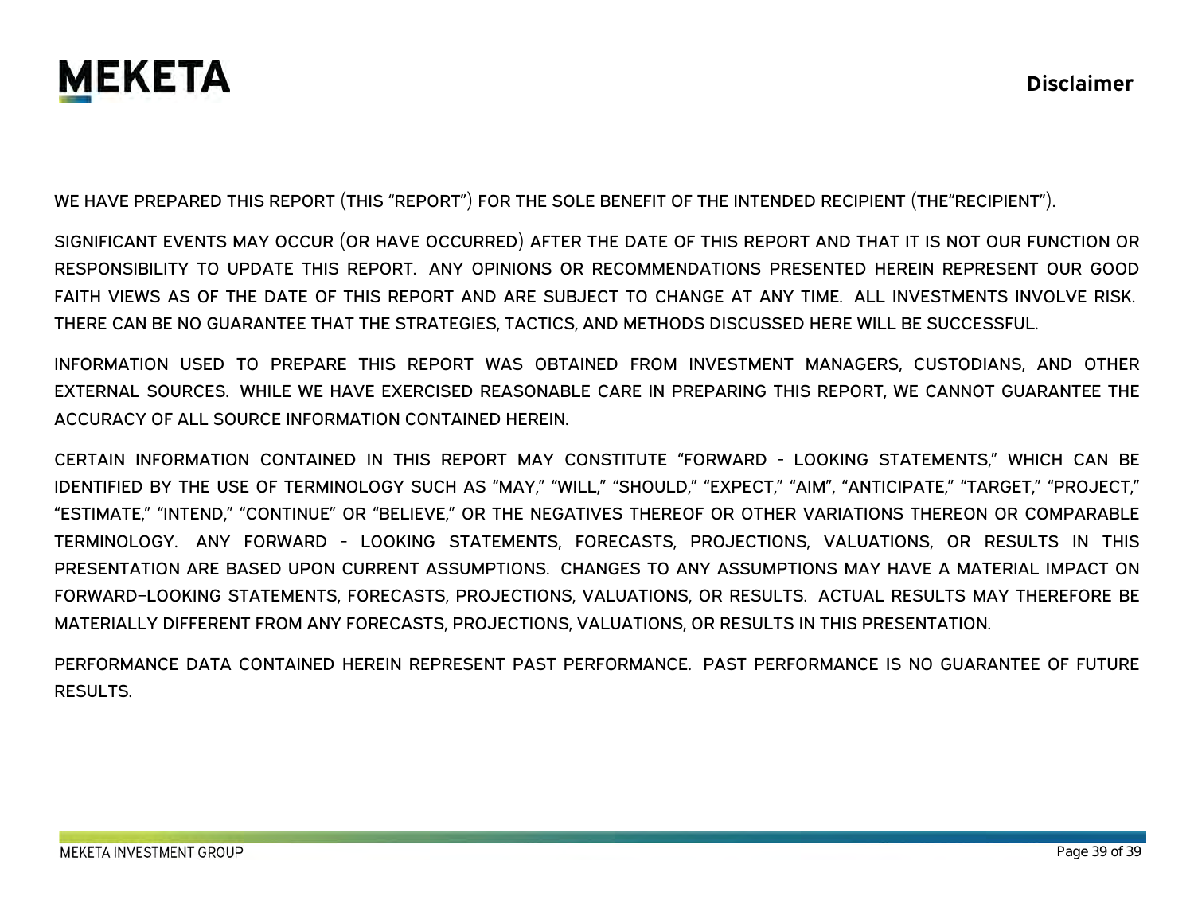# Disclaimer

WE HAVE PREPARED THIS REPORT (THIS "REPORT") FOR THE SOLE BENEFIT OF THE INTENDED RECIPIENT (THE"RECIPIENT").

SIGNIFICANT EVENTS MAY OCCUR (OR HAVE OCCURRED) AFTER THE DATE OF THIS REPORT AND THAT IT IS NOT OUR FUNCTION OR RESPONSIBILITY TO UPDATE THIS REPORT. ANY OPINIONS OR RECOMMENDATIONS PRESENTED HEREIN REPRESENT OUR GOOD FAITH VIEWS AS OF THE DATE OF THIS REPORT AND ARE SUBJECT TO CHANGE AT ANY TIME. ALL INVESTMENTS INVOLVE RISK. THERE CAN BE NO GUARANTEE THAT THE STRATEGIES, TACTICS, AND METHODS DISCUSSED HERE WILL BE SUCCESSFUL.

INFORMATION USED TO PREPARE THIS REPORT WAS OBTAINED FROM INVESTMENT MANAGERS, CUSTODIANS, AND OTHER EXTERNAL SOURCES. WHILE WE HAVE EXERCISED REASONABLE CARE IN PREPARING THIS REPORT, WE CANNOT GUARANTEE THE ACCURACY OF ALL SOURCE INFORMATION CONTAINED HEREIN.

CERTAIN INFORMATION CONTAINED IN THIS REPORT MAY CONSTITUTE "FORWARD - LOOKING STATEMENTS," WHICH CAN BE IDENTIFIED BY THE USE OF TERMINOLOGY SUCH AS "MAY," "WILL," "SHOULD," "EXPECT," "AIM", "ANTICIPATE," "TARGET," "PROJECT," "ESTIMATE," "INTEND," "CONTINUE" OR "BELIEVE," OR THE NEGATIVES THEREOF OR OTHER VARIATIONS THEREON OR COMPARABLE TERMINOLOGY. ANY FORWARD - LOOKING STATEMENTS, FORECASTS, PROJECTIONS, VALUATIONS, OR RESULTS IN THIS PRESENTATION ARE BASED UPON CURRENT ASSUMPTIONS. CHANGES TO ANY ASSUMPTIONS MAY HAVE A MATERIAL IMPACT ON FORWARD–LOOKING STATEMENTS, FORECASTS, PROJECTIONS, VALUATIONS, OR RESULTS. ACTUAL RESULTS MAY THEREFORE BE MATERIALLY DIFFERENT FROM ANY FORECASTS, PROJECTIONS, VALUATIONS, OR RESULTS IN THIS PRESENTATION.

PERFORMANCE DATA CONTAINED HEREIN REPRESENT PAST PERFORMANCE. PAST PERFORMANCE IS NO GUARANTEE OF FUTURE RESULTS.